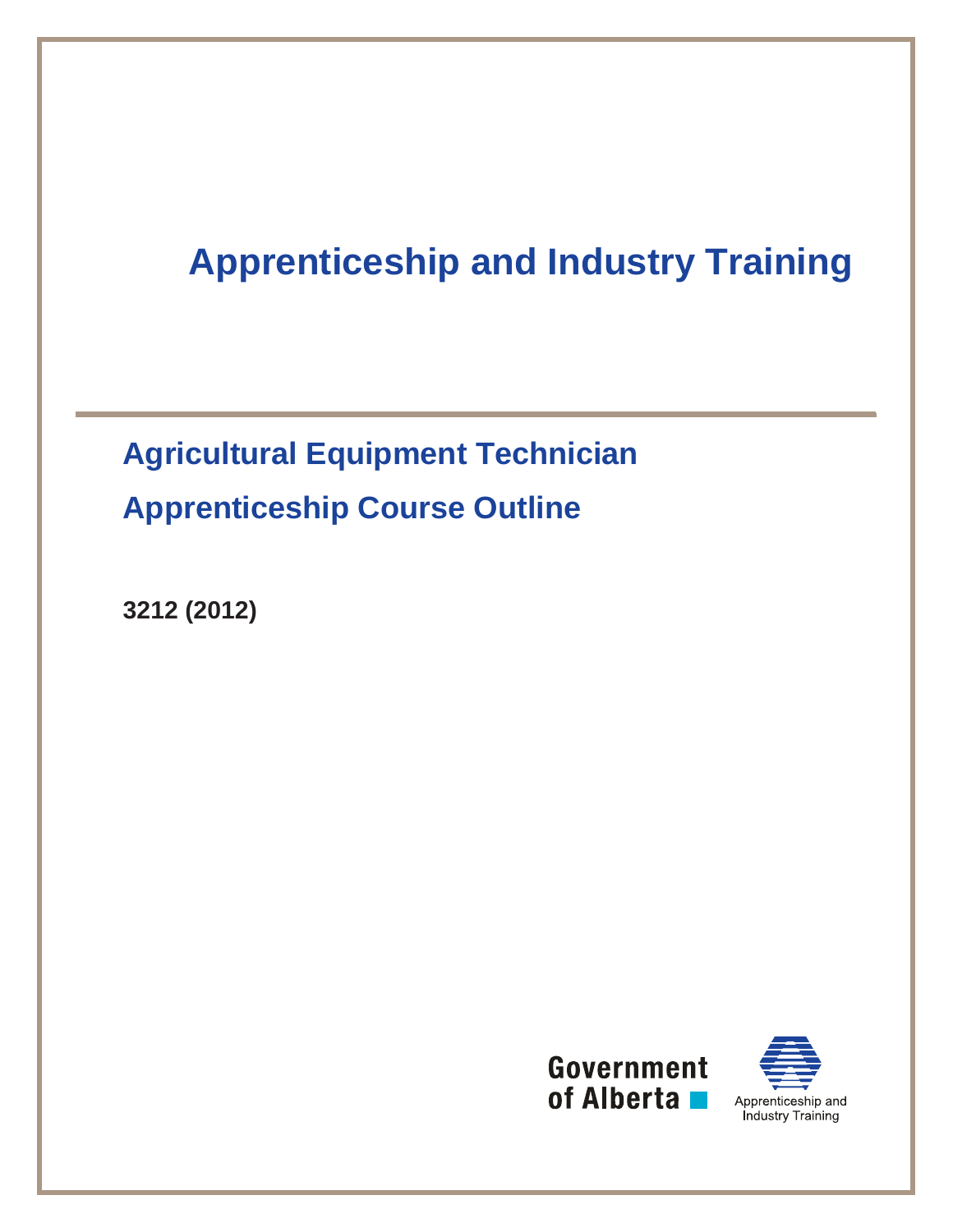# Apprenticeship and Industry Training

## Agricultural Equipment Technician

## Apprenticeship Course Outline

**3212 (2012)**

Government of Alberta

Apprenticeship and Industry Training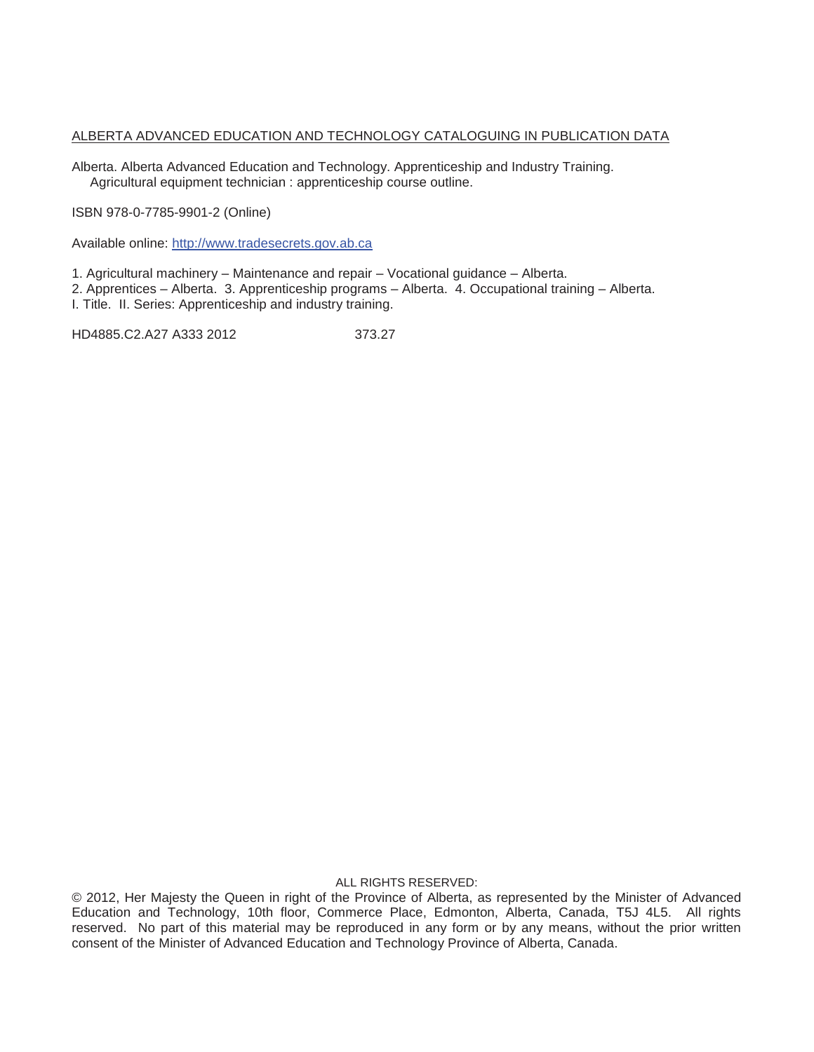ALBERTA ADVANCED EDUCATION AND TECHNOLOGY CATALOGUING IN PUBLICATION DATA

Alberta. Alberta Advanced Education and Technology. Apprenticeship and Industry Training.
Agricultural equipment technician : apprenticeship course outline.

ISBN 978-0-7785-9901-2 (Online)

Available online: [http://www.tradesecrets.gov.ab.ca](http://www.tradesecrets.gov.ab.ca)

1. Agricultural machinery – Maintenance and repair – Vocational guidance – Alberta.
2. Apprentices – Alberta. 3. Apprenticeship programs – Alberta. 4. Occupational training – Alberta.
I. Title. II. Series: Apprenticeship and industry training.

HD4885.C2.A27 A333 2012 373.27

ALL RIGHTS RESERVED:

© 2012, Her Majesty the Queen in right of the Province of Alberta, as represented by the Minister of Advanced Education and Technology, 10th floor, Commerce Place, Edmonton, Alberta, Canada, T5J 4L5. All rights reserved. No part of this material may be reproduced in any form or by any means, without the prior written consent of the Minister of Advanced Education and Technology Province of Alberta, Canada.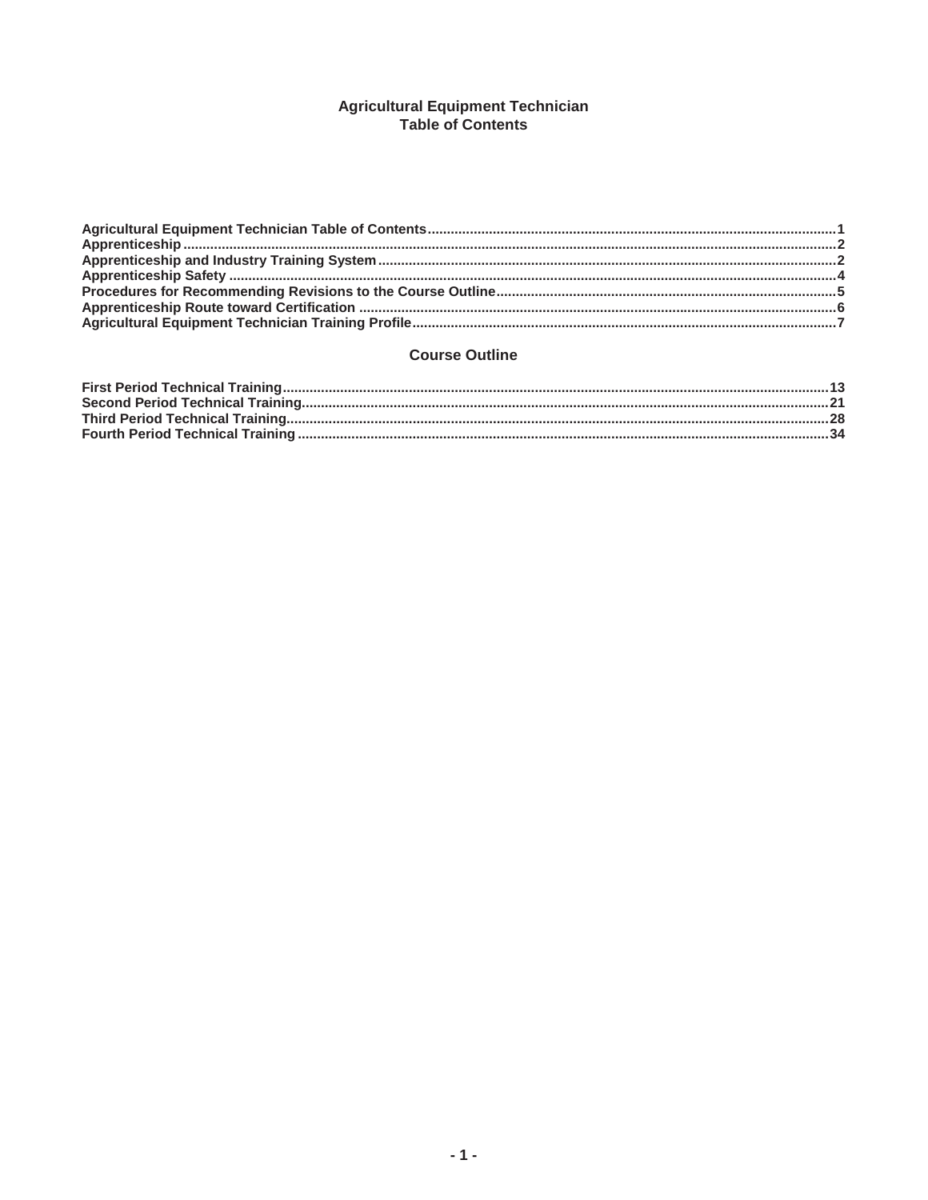# Agricultural Equipment Technician
# Table of Contents

Agricultural Equipment Technician Table of Contents....1
Apprenticeship....2
Apprenticeship and Industry Training System....2
Apprenticeship Safety....4
Procedures for Recommending Revisions to the Course Outline....5
Apprenticeship Route toward Certification....6
Agricultural Equipment Technician Training Profile....7

## Course Outline

First Period Technical Training....13
Second Period Technical Training....21
Third Period Technical Training....28
Fourth Period Technical Training....34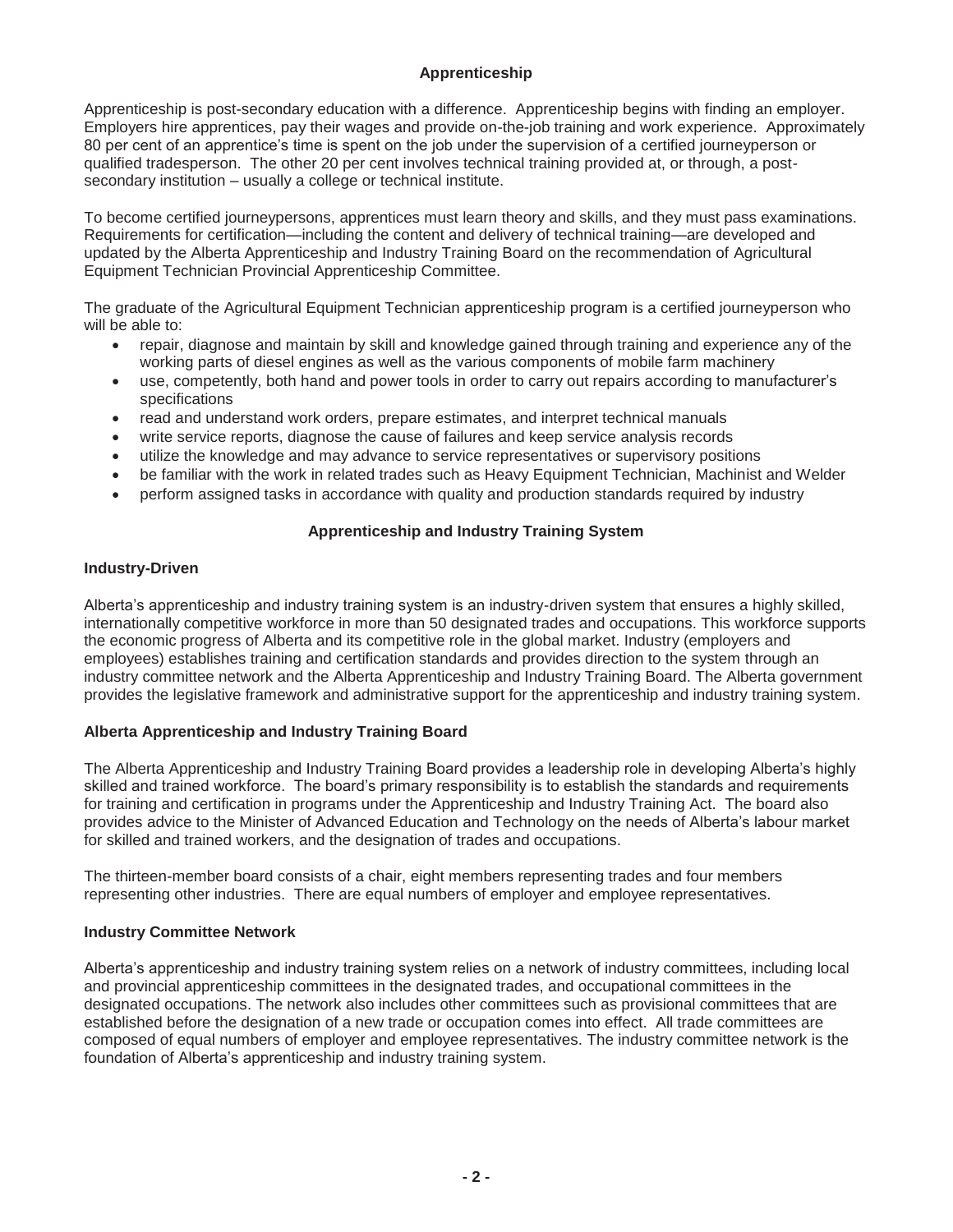## Apprenticeship

Apprenticeship is post-secondary education with a difference. Apprenticeship begins with finding an employer. Employers hire apprentices, pay their wages and provide on-the-job training and work experience. Approximately 80 per cent of an apprentice's time is spent on the job under the supervision of a certified journeyperson or qualified tradesperson. The other 20 per cent involves technical training provided at, or through, a post-secondary institution – usually a college or technical institute.

To become certified journeypersons, apprentices must learn theory and skills, and they must pass examinations. Requirements for certification—including the content and delivery of technical training—are developed and updated by the Alberta Apprenticeship and Industry Training Board on the recommendation of Agricultural Equipment Technician Provincial Apprenticeship Committee.

The graduate of the Agricultural Equipment Technician apprenticeship program is a certified journeyperson who will be able to:

- repair, diagnose and maintain by skill and knowledge gained through training and experience any of the working parts of diesel engines as well as the various components of mobile farm machinery
- use, competently, both hand and power tools in order to carry out repairs according to manufacturer's specifications
- read and understand work orders, prepare estimates, and interpret technical manuals
- write service reports, diagnose the cause of failures and keep service analysis records
- utilize the knowledge and may advance to service representatives or supervisory positions
- be familiar with the work in related trades such as Heavy Equipment Technician, Machinist and Welder
- perform assigned tasks in accordance with quality and production standards required by industry

## Apprenticeship and Industry Training System

### Industry-Driven

Alberta's apprenticeship and industry training system is an industry-driven system that ensures a highly skilled, internationally competitive workforce in more than 50 designated trades and occupations. This workforce supports the economic progress of Alberta and its competitive role in the global market. Industry (employers and employees) establishes training and certification standards and provides direction to the system through an industry committee network and the Alberta Apprenticeship and Industry Training Board. The Alberta government provides the legislative framework and administrative support for the apprenticeship and industry training system.

### Alberta Apprenticeship and Industry Training Board

The Alberta Apprenticeship and Industry Training Board provides a leadership role in developing Alberta's highly skilled and trained workforce. The board's primary responsibility is to establish the standards and requirements for training and certification in programs under the Apprenticeship and Industry Training Act. The board also provides advice to the Minister of Advanced Education and Technology on the needs of Alberta's labour market for skilled and trained workers, and the designation of trades and occupations.

The thirteen-member board consists of a chair, eight members representing trades and four members representing other industries. There are equal numbers of employer and employee representatives.

### Industry Committee Network

Alberta's apprenticeship and industry training system relies on a network of industry committees, including local and provincial apprenticeship committees in the designated trades, and occupational committees in the designated occupations. The network also includes other committees such as provisional committees that are established before the designation of a new trade or occupation comes into effect. All trade committees are composed of equal numbers of employer and employee representatives. The industry committee network is the foundation of Alberta's apprenticeship and industry training system.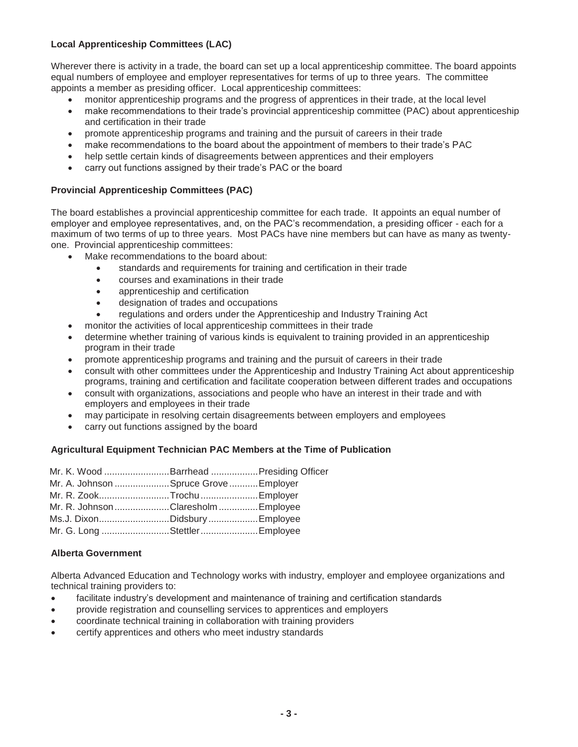### Local Apprenticeship Committees (LAC)

Wherever there is activity in a trade, the board can set up a local apprenticeship committee. The board appoints equal numbers of employee and employer representatives for terms of up to three years. The committee appoints a member as presiding officer. Local apprenticeship committees:

- monitor apprenticeship programs and the progress of apprentices in their trade, at the local level
- make recommendations to their trade's provincial apprenticeship committee (PAC) about apprenticeship and certification in their trade
- promote apprenticeship programs and training and the pursuit of careers in their trade
- make recommendations to the board about the appointment of members to their trade's PAC
- help settle certain kinds of disagreements between apprentices and their employers
- carry out functions assigned by their trade's PAC or the board

### Provincial Apprenticeship Committees (PAC)

The board establishes a provincial apprenticeship committee for each trade. It appoints an equal number of employer and employee representatives, and, on the PAC's recommendation, a presiding officer - each for a maximum of two terms of up to three years. Most PACs have nine members but can have as many as twenty-one. Provincial apprenticeship committees:

- Make recommendations to the board about:
  - standards and requirements for training and certification in their trade
  - courses and examinations in their trade
  - apprenticeship and certification
  - designation of trades and occupations
  - regulations and orders under the Apprenticeship and Industry Training Act
- monitor the activities of local apprenticeship committees in their trade
- determine whether training of various kinds is equivalent to training provided in an apprenticeship program in their trade
- promote apprenticeship programs and training and the pursuit of careers in their trade
- consult with other committees under the Apprenticeship and Industry Training Act about apprenticeship programs, training and certification and facilitate cooperation between different trades and occupations
- consult with organizations, associations and people who have an interest in their trade and with employers and employees in their trade
- may participate in resolving certain disagreements between employers and employees
- carry out functions assigned by the board

### Agricultural Equipment Technician PAC Members at the Time of Publication

Mr. K. Wood .........................Barrhead ..................Presiding Officer
Mr. A. Johnson .....................Spruce Grove ...........Employer
Mr. R. Zook...........................Trochu ......................Employer
Mr. R. Johnson.....................Claresholm ...............Employee
Ms.J. Dixon...........................Didsbury ...................Employee
Mr. G. Long ..........................Stettler......................Employee

### Alberta Government

Alberta Advanced Education and Technology works with industry, employer and employee organizations and technical training providers to:

- facilitate industry's development and maintenance of training and certification standards
- provide registration and counselling services to apprentices and employers
- coordinate technical training in collaboration with training providers
- certify apprentices and others who meet industry standards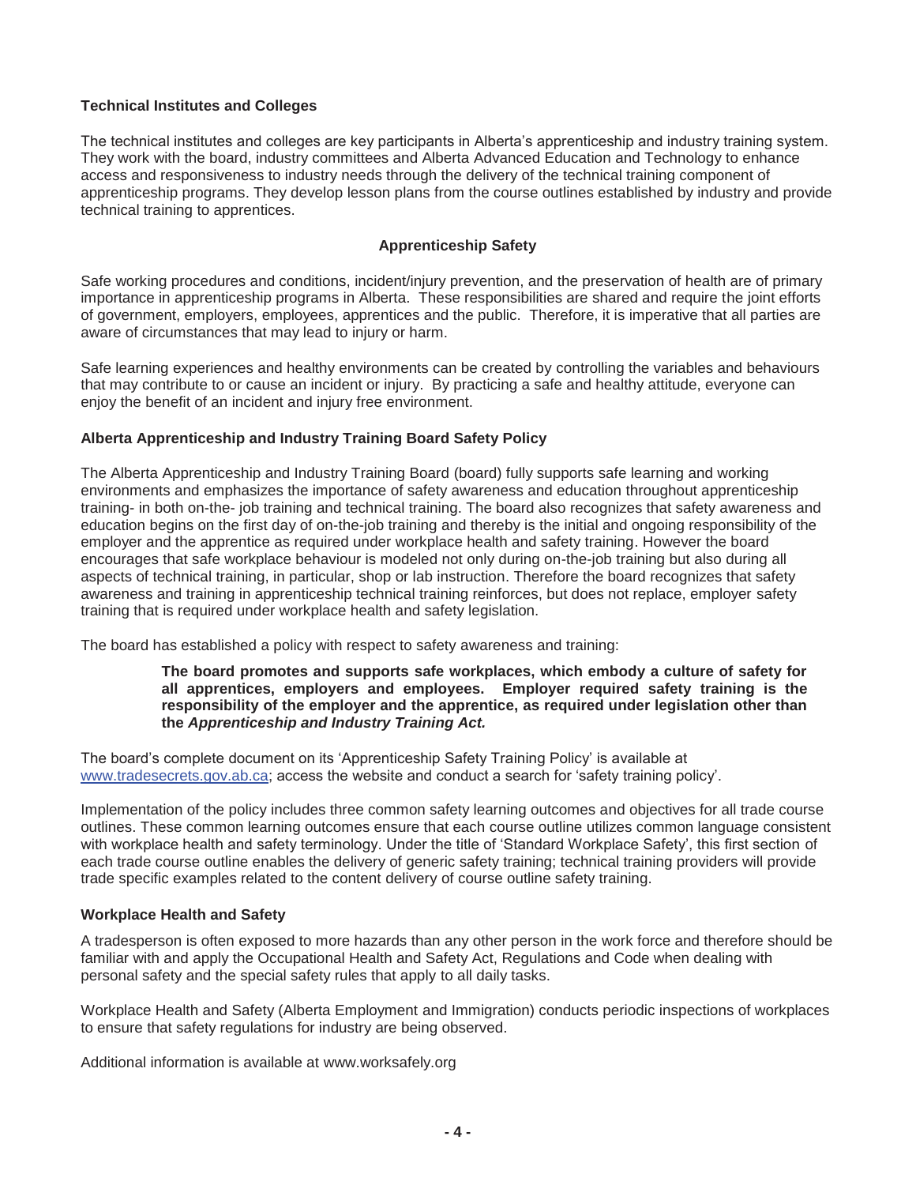**Technical Institutes and Colleges**

The technical institutes and colleges are key participants in Alberta's apprenticeship and industry training system. They work with the board, industry committees and Alberta Advanced Education and Technology to enhance access and responsiveness to industry needs through the delivery of the technical training component of apprenticeship programs. They develop lesson plans from the course outlines established by industry and provide technical training to apprentices.

## Apprenticeship Safety

Safe working procedures and conditions, incident/injury prevention, and the preservation of health are of primary importance in apprenticeship programs in Alberta. These responsibilities are shared and require the joint efforts of government, employers, employees, apprentices and the public. Therefore, it is imperative that all parties are aware of circumstances that may lead to injury or harm.

Safe learning experiences and healthy environments can be created by controlling the variables and behaviours that may contribute to or cause an incident or injury. By practicing a safe and healthy attitude, everyone can enjoy the benefit of an incident and injury free environment.

**Alberta Apprenticeship and Industry Training Board Safety Policy**

The Alberta Apprenticeship and Industry Training Board (board) fully supports safe learning and working environments and emphasizes the importance of safety awareness and education throughout apprenticeship training- in both on-the- job training and technical training. The board also recognizes that safety awareness and education begins on the first day of on-the-job training and thereby is the initial and ongoing responsibility of the employer and the apprentice as required under workplace health and safety training. However the board encourages that safe workplace behaviour is modeled not only during on-the-job training but also during all aspects of technical training, in particular, shop or lab instruction. Therefore the board recognizes that safety awareness and training in apprenticeship technical training reinforces, but does not replace, employer safety training that is required under workplace health and safety legislation.

The board has established a policy with respect to safety awareness and training:

> **The board promotes and supports safe workplaces, which embody a culture of safety for all apprentices, employers and employees. Employer required safety training is the responsibility of the employer and the apprentice, as required under legislation other than the *Apprenticeship and Industry Training Act.***

The board's complete document on its 'Apprenticeship Safety Training Policy' is available at www.tradesecrets.gov.ab.ca; access the website and conduct a search for 'safety training policy'.

Implementation of the policy includes three common safety learning outcomes and objectives for all trade course outlines. These common learning outcomes ensure that each course outline utilizes common language consistent with workplace health and safety terminology. Under the title of 'Standard Workplace Safety', this first section of each trade course outline enables the delivery of generic safety training; technical training providers will provide trade specific examples related to the content delivery of course outline safety training.

**Workplace Health and Safety**

A tradesperson is often exposed to more hazards than any other person in the work force and therefore should be familiar with and apply the Occupational Health and Safety Act, Regulations and Code when dealing with personal safety and the special safety rules that apply to all daily tasks.

Workplace Health and Safety (Alberta Employment and Immigration) conducts periodic inspections of workplaces to ensure that safety regulations for industry are being observed.

Additional information is available at www.worksafely.org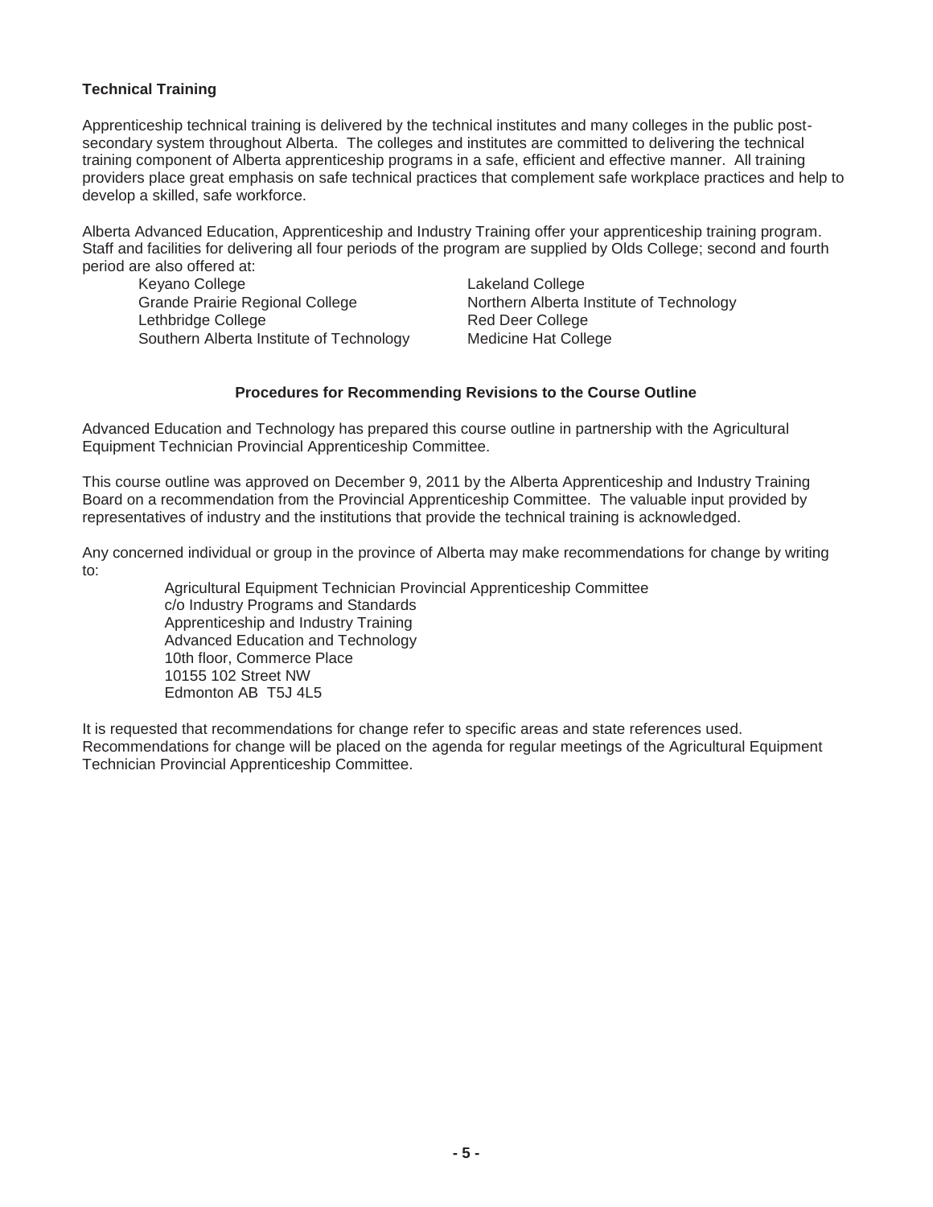**Technical Training**

Apprenticeship technical training is delivered by the technical institutes and many colleges in the public post-secondary system throughout Alberta. The colleges and institutes are committed to delivering the technical training component of Alberta apprenticeship programs in a safe, efficient and effective manner. All training providers place great emphasis on safe technical practices that complement safe workplace practices and help to develop a skilled, safe workforce.

Alberta Advanced Education, Apprenticeship and Industry Training offer your apprenticeship training program. Staff and facilities for delivering all four periods of the program are supplied by Olds College; second and fourth period are also offered at:

- Keyano College
- Grande Prairie Regional College
- Lethbridge College
- Southern Alberta Institute of Technology
- Lakeland College
- Northern Alberta Institute of Technology
- Red Deer College
- Medicine Hat College

### Procedures for Recommending Revisions to the Course Outline

Advanced Education and Technology has prepared this course outline in partnership with the Agricultural Equipment Technician Provincial Apprenticeship Committee.

This course outline was approved on December 9, 2011 by the Alberta Apprenticeship and Industry Training Board on a recommendation from the Provincial Apprenticeship Committee. The valuable input provided by representatives of industry and the institutions that provide the technical training is acknowledged.

Any concerned individual or group in the province of Alberta may make recommendations for change by writing to:

Agricultural Equipment Technician Provincial Apprenticeship Committee
c/o Industry Programs and Standards
Apprenticeship and Industry Training
Advanced Education and Technology
10th floor, Commerce Place
10155 102 Street NW
Edmonton AB T5J 4L5

It is requested that recommendations for change refer to specific areas and state references used. Recommendations for change will be placed on the agenda for regular meetings of the Agricultural Equipment Technician Provincial Apprenticeship Committee.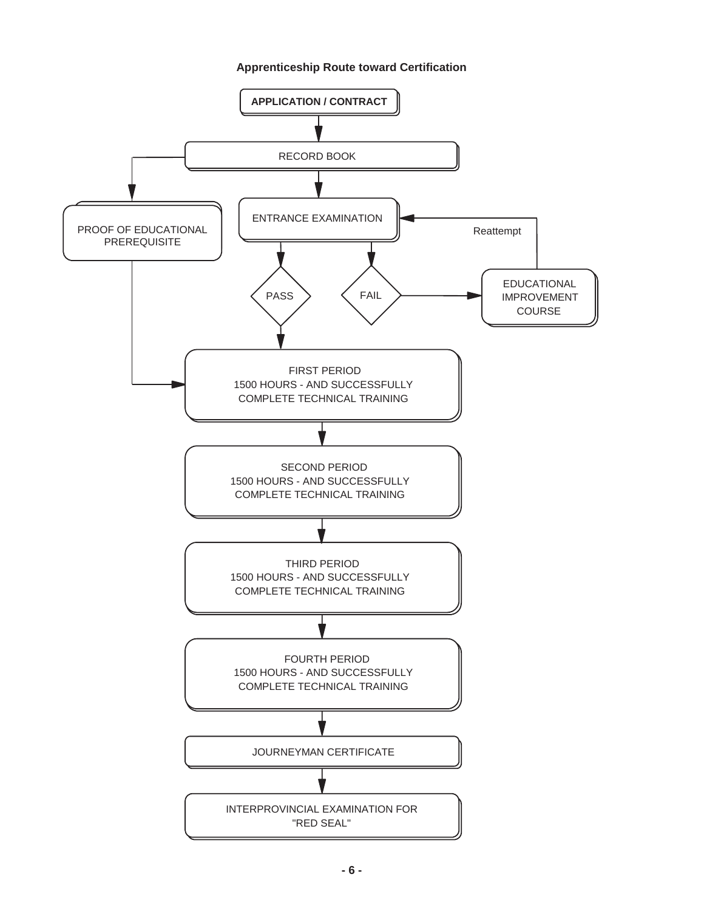**Apprenticeship Route toward Certification**

APPLICATION / CONTRACT

RECORD BOOK

PROOF OF EDUCATIONAL PREREQUISITE

ENTRANCE EXAMINATION

PASS

FAIL

EDUCATIONAL IMPROVEMENT COURSE

Reattempt

FIRST PERIOD
1500 HOURS - AND SUCCESSFULLY COMPLETE TECHNICAL TRAINING

SECOND PERIOD
1500 HOURS - AND SUCCESSFULLY COMPLETE TECHNICAL TRAINING

THIRD PERIOD
1500 HOURS - AND SUCCESSFULLY COMPLETE TECHNICAL TRAINING

FOURTH PERIOD
1500 HOURS - AND SUCCESSFULLY COMPLETE TECHNICAL TRAINING

JOURNEYMAN CERTIFICATE

INTERPROVINCIAL EXAMINATION FOR "RED SEAL"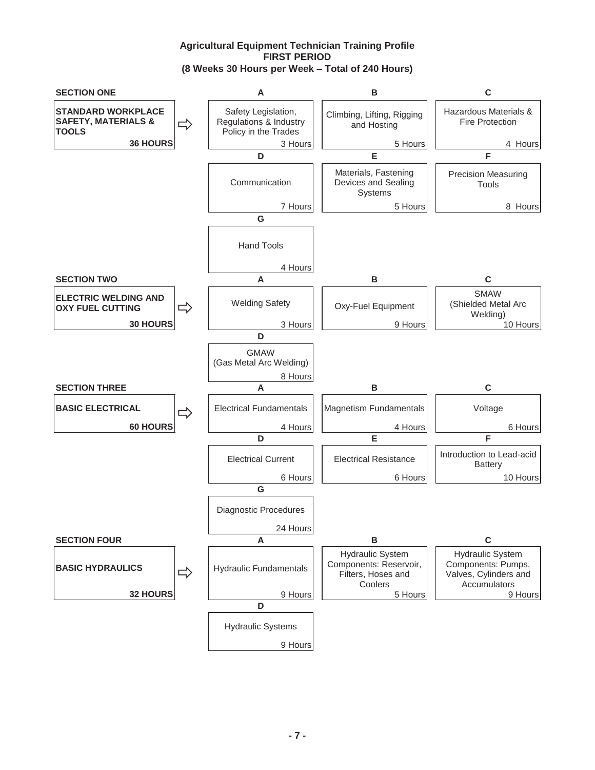# Agricultural Equipment Technician Training Profile
## FIRST PERIOD
### (8 Weeks 30 Hours per Week – Total of 240 Hours)

| Section | | A | B | C |
|---|---|---|---|---|
| **SECTION ONE** | | | | |
| **STANDARD WORKPLACE SAFETY, MATERIALS & TOOLS** — **36 HOURS** | ⇨ | Safety Legislation, Regulations & Industry Policy in the Trades — 3 Hours | Climbing, Lifting, Rigging and Hosting — 5 Hours | Hazardous Materials & Fire Protection — 4 Hours |
| | | **D** | **E** | **F** |
| | | Communication — 7 Hours | Materials, Fastening Devices and Sealing Systems — 5 Hours | Precision Measuring Tools — 8 Hours |
| | | **G** | | |
| | | Hand Tools — 4 Hours | | |
| **SECTION TWO** | | **A** | **B** | **C** |
| **ELECTRIC WELDING AND OXY FUEL CUTTING** — **30 HOURS** | ⇨ | Welding Safety — 3 Hours | Oxy-Fuel Equipment — 9 Hours | SMAW (Shielded Metal Arc Welding) — 10 Hours |
| | | **D** | | |
| | | GMAW (Gas Metal Arc Welding) — 8 Hours | | |
| **SECTION THREE** | | **A** | **B** | **C** |
| **BASIC ELECTRICAL** — **60 HOURS** | ⇨ | Electrical Fundamentals — 4 Hours | Magnetism Fundamentals — 4 Hours | Voltage — 6 Hours |
| | | **D** | **E** | **F** |
| | | Electrical Current — 6 Hours | Electrical Resistance — 6 Hours | Introduction to Lead-acid Battery — 10 Hours |
| | | **G** | | |
| | | Diagnostic Procedures — 24 Hours | | |
| **SECTION FOUR** | | **A** | **B** | **C** |
| **BASIC HYDRAULICS** — **32 HOURS** | ⇨ | Hydraulic Fundamentals — 9 Hours | Hydraulic System Components: Reservoir, Filters, Hoses and Coolers — 5 Hours | Hydraulic System Components: Pumps, Valves, Cylinders and Accumulators — 9 Hours |
| | | **D** | | |
| | | Hydraulic Systems — 9 Hours | | |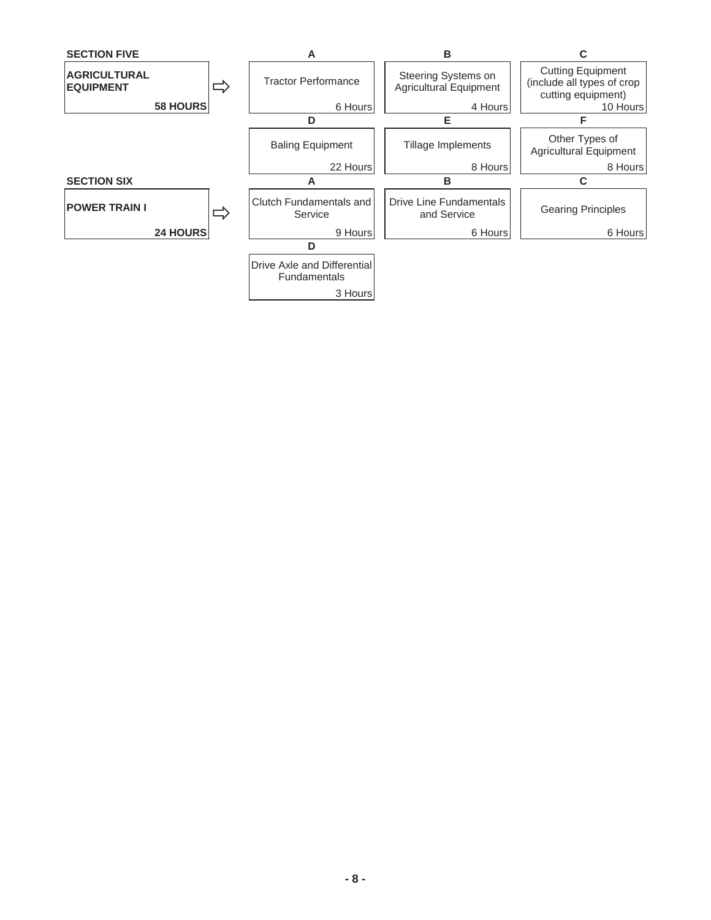## SECTION FIVE

**AGRICULTURAL EQUIPMENT** — **58 HOURS**

| | Topic | Hours |
|---|---|---|
| A | Tractor Performance | 6 Hours |
| B | Steering Systems on Agricultural Equipment | 4 Hours |
| C | Cutting Equipment (include all types of crop cutting equipment) | 10 Hours |
| D | Baling Equipment | 22 Hours |
| E | Tillage Implements | 8 Hours |
| F | Other Types of Agricultural Equipment | 8 Hours |

## SECTION SIX

**POWER TRAIN I** — **24 HOURS**

| | Topic | Hours |
|---|---|---|
| A | Clutch Fundamentals and Service | 9 Hours |
| B | Drive Line Fundamentals and Service | 6 Hours |
| C | Gearing Principles | 6 Hours |
| D | Drive Axle and Differential Fundamentals | 3 Hours |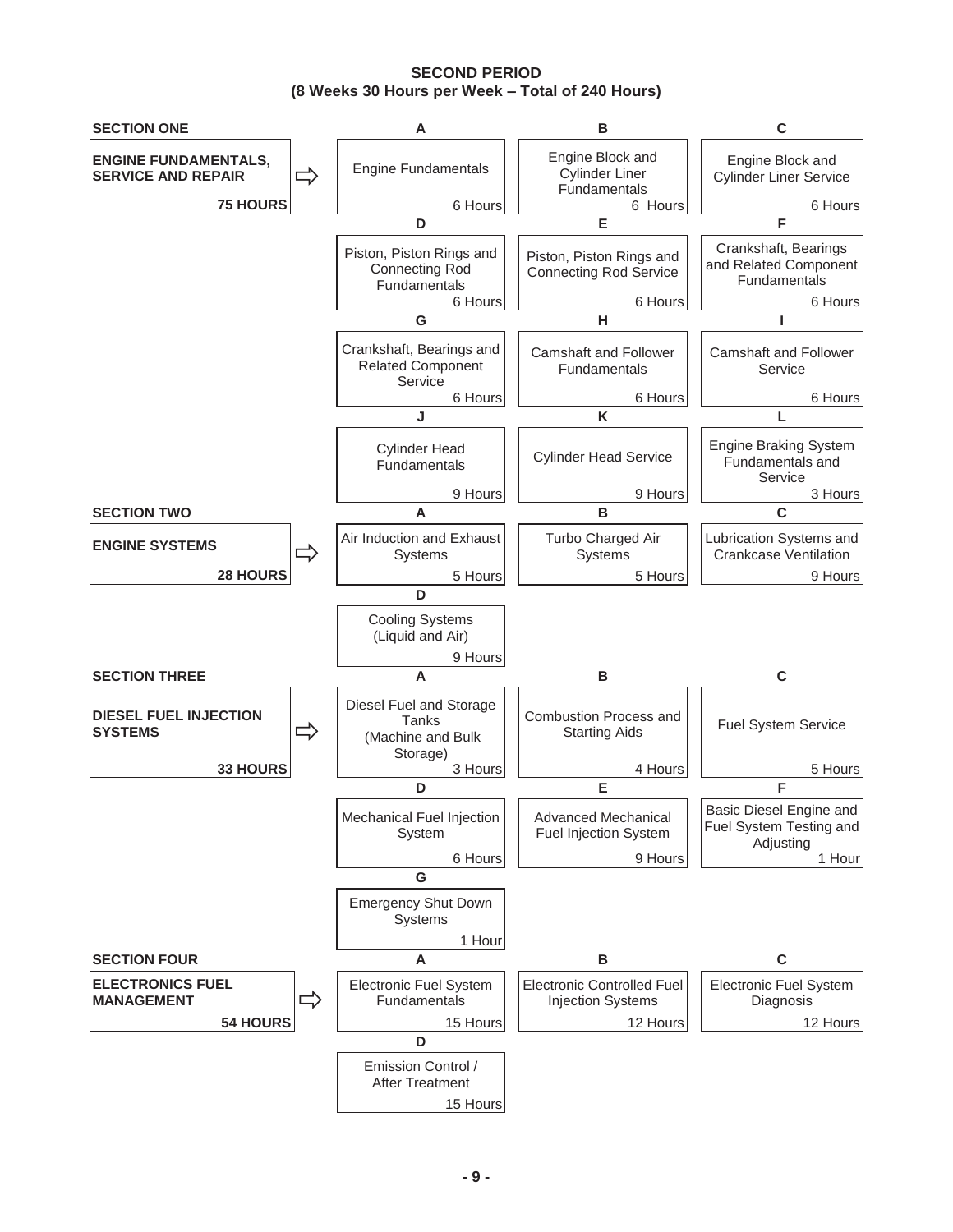**SECOND PERIOD**
**(8 Weeks 30 Hours per Week – Total of 240 Hours)**

## SECTION ONE

**ENGINE FUNDAMENTALS, SERVICE AND REPAIR** — **75 HOURS**

| | Topic | Hours |
|---|---|---|
| A | Engine Fundamentals | 6 Hours |
| B | Engine Block and Cylinder Liner Fundamentals | 6 Hours |
| C | Engine Block and Cylinder Liner Service | 6 Hours |
| D | Piston, Piston Rings and Connecting Rod Fundamentals | 6 Hours |
| E | Piston, Piston Rings and Connecting Rod Service | 6 Hours |
| F | Crankshaft, Bearings and Related Component Fundamentals | 6 Hours |
| G | Crankshaft, Bearings and Related Component Service | 6 Hours |
| H | Camshaft and Follower Fundamentals | 6 Hours |
| I | Camshaft and Follower Service | 6 Hours |
| J | Cylinder Head Fundamentals | 9 Hours |
| K | Cylinder Head Service | 9 Hours |
| L | Engine Braking System Fundamentals and Service | 3 Hours |

## SECTION TWO

**ENGINE SYSTEMS** — **28 HOURS**

| | Topic | Hours |
|---|---|---|
| A | Air Induction and Exhaust Systems | 5 Hours |
| B | Turbo Charged Air Systems | 5 Hours |
| C | Lubrication Systems and Crankcase Ventilation | 9 Hours |
| D | Cooling Systems (Liquid and Air) | 9 Hours |

## SECTION THREE

**DIESEL FUEL INJECTION SYSTEMS** — **33 HOURS**

| | Topic | Hours |
|---|---|---|
| A | Diesel Fuel and Storage Tanks (Machine and Bulk Storage) | 3 Hours |
| B | Combustion Process and Starting Aids | 4 Hours |
| C | Fuel System Service | 5 Hours |
| D | Mechanical Fuel Injection System | 6 Hours |
| E | Advanced Mechanical Fuel Injection System | 9 Hours |
| F | Basic Diesel Engine and Fuel System Testing and Adjusting | 1 Hour |
| G | Emergency Shut Down Systems | 1 Hour |

## SECTION FOUR

**ELECTRONICS FUEL MANAGEMENT** — **54 HOURS**

| | Topic | Hours |
|---|---|---|
| A | Electronic Fuel System Fundamentals | 15 Hours |
| B | Electronic Controlled Fuel Injection Systems | 12 Hours |
| C | Electronic Fuel System Diagnosis | 12 Hours |
| D | Emission Control / After Treatment | 15 Hours |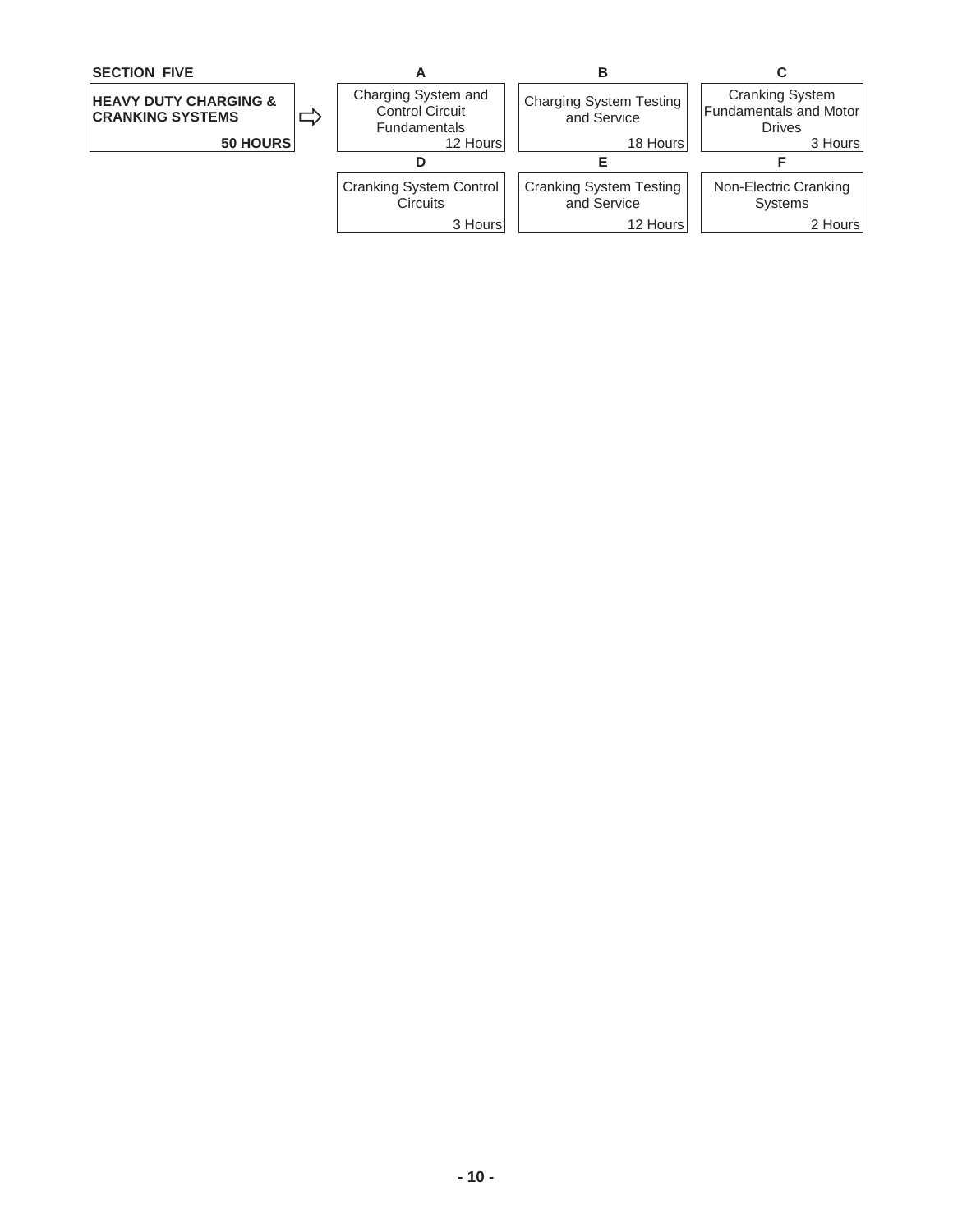**SECTION FIVE**

**HEAVY DUTY CHARGING & CRANKING SYSTEMS**

**50 HOURS**

| | A | B | C |
|---|---|---|---|
| ⇨ | Charging System and Control Circuit Fundamentals<br>12 Hours | Charging System Testing and Service<br>18 Hours | Cranking System Fundamentals and Motor Drives<br>3 Hours |
| | **D** | **E** | **F** |
| | Cranking System Control Circuits<br>3 Hours | Cranking System Testing and Service<br>12 Hours | Non-Electric Cranking Systems<br>2 Hours |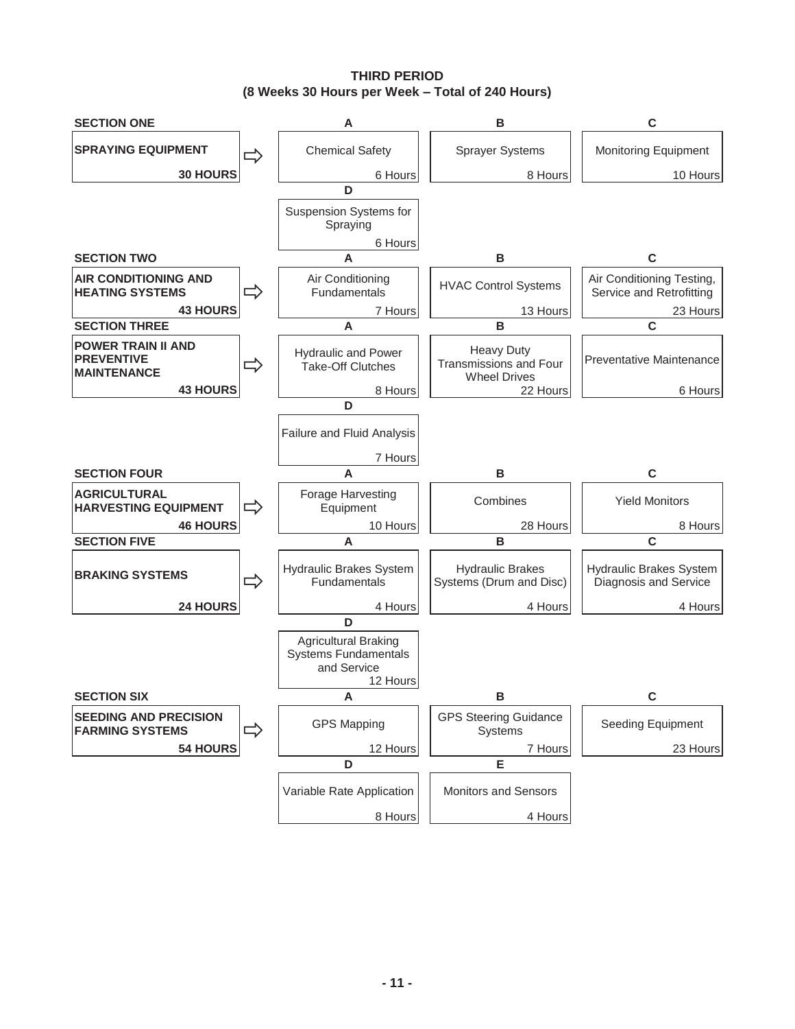## THIRD PERIOD
## (8 Weeks 30 Hours per Week – Total of 240 Hours)

| SECTION | A | B | C | D | E |
|---|---|---|---|---|---|
| **SECTION ONE**<br>**SPRAYING EQUIPMENT**<br>**30 HOURS** | Chemical Safety<br>6 Hours | Sprayer Systems<br>8 Hours | Monitoring Equipment<br>10 Hours | Suspension Systems for Spraying<br>6 Hours | |
| **SECTION TWO**<br>**AIR CONDITIONING AND HEATING SYSTEMS**<br>**43 HOURS** | Air Conditioning Fundamentals<br>7 Hours | HVAC Control Systems<br>13 Hours | Air Conditioning Testing, Service and Retrofitting<br>23 Hours | | |
| **SECTION THREE**<br>**POWER TRAIN II AND PREVENTIVE MAINTENANCE**<br>**43 HOURS** | Hydraulic and Power Take-Off Clutches<br>8 Hours | Heavy Duty Transmissions and Four Wheel Drives<br>22 Hours | Preventative Maintenance<br>6 Hours | Failure and Fluid Analysis<br>7 Hours | |
| **SECTION FOUR**<br>**AGRICULTURAL HARVESTING EQUIPMENT**<br>**46 HOURS** | Forage Harvesting Equipment<br>10 Hours | Combines<br>28 Hours | Yield Monitors<br>8 Hours | | |
| **SECTION FIVE**<br>**BRAKING SYSTEMS**<br>**24 HOURS** | Hydraulic Brakes System Fundamentals<br>4 Hours | Hydraulic Brakes Systems (Drum and Disc)<br>4 Hours | Hydraulic Brakes System Diagnosis and Service<br>4 Hours | Agricultural Braking Systems Fundamentals and Service<br>12 Hours | |
| **SECTION SIX**<br>**SEEDING AND PRECISION FARMING SYSTEMS**<br>**54 HOURS** | GPS Mapping<br>12 Hours | GPS Steering Guidance Systems<br>7 Hours | Seeding Equipment<br>23 Hours | Variable Rate Application<br>8 Hours | Monitors and Sensors<br>4 Hours |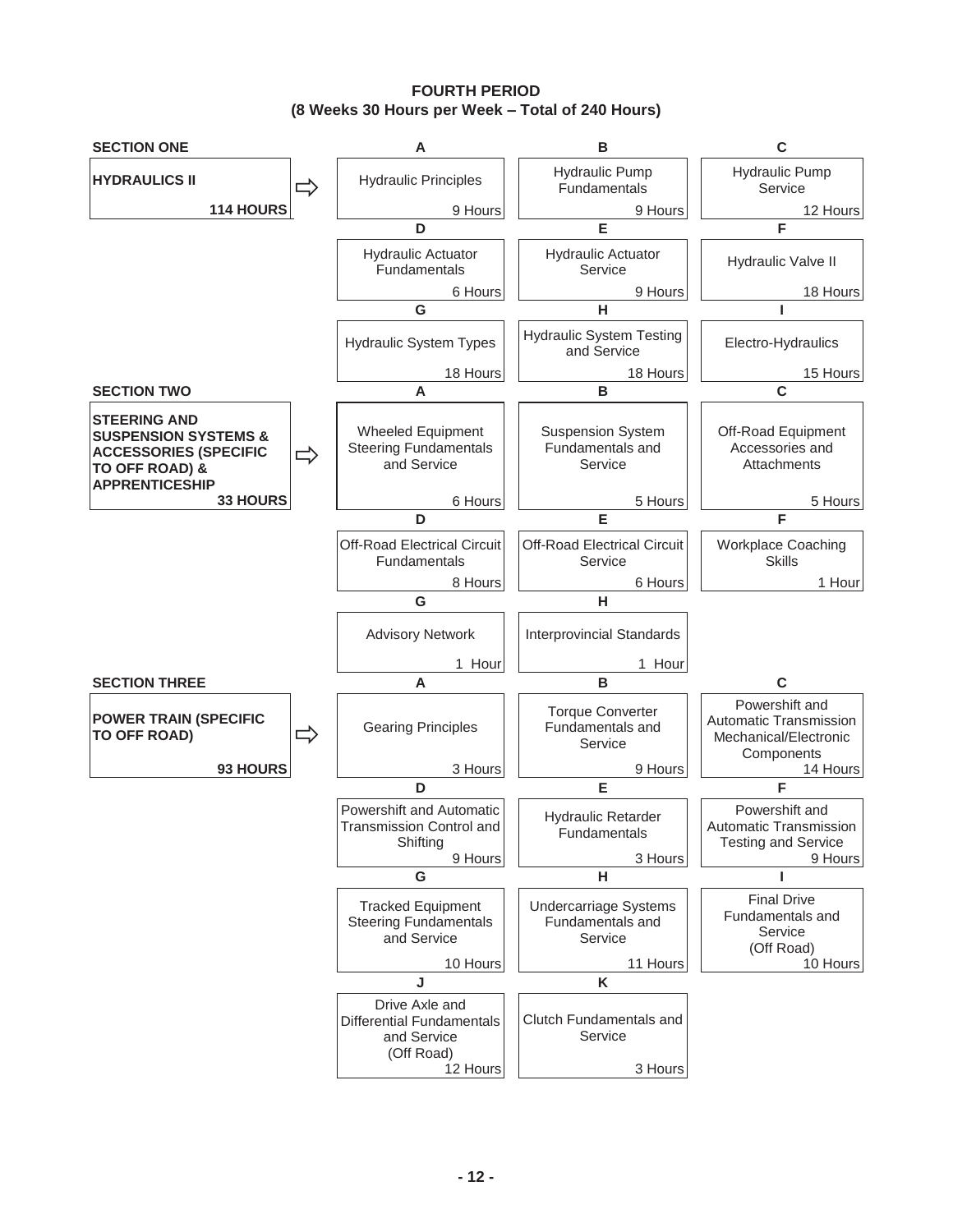# FOURTH PERIOD
## (8 Weeks 30 Hours per Week – Total of 240 Hours)

### SECTION ONE

**HYDRAULICS II** — **114 HOURS**

| | Topic | Hours |
|---|---|---|
| A | Hydraulic Principles | 9 Hours |
| B | Hydraulic Pump Fundamentals | 9 Hours |
| C | Hydraulic Pump Service | 12 Hours |
| D | Hydraulic Actuator Fundamentals | 6 Hours |
| E | Hydraulic Actuator Service | 9 Hours |
| F | Hydraulic Valve II | 18 Hours |
| G | Hydraulic System Types | 18 Hours |
| H | Hydraulic System Testing and Service | 18 Hours |
| I | Electro-Hydraulics | 15 Hours |

### SECTION TWO

**STEERING AND SUSPENSION SYSTEMS & ACCESSORIES (SPECIFIC TO OFF ROAD) & APPRENTICESHIP** — **33 HOURS**

| | Topic | Hours |
|---|---|---|
| A | Wheeled Equipment Steering Fundamentals and Service | 6 Hours |
| B | Suspension System Fundamentals and Service | 5 Hours |
| C | Off-Road Equipment Accessories and Attachments | 5 Hours |
| D | Off-Road Electrical Circuit Fundamentals | 8 Hours |
| E | Off-Road Electrical Circuit Service | 6 Hours |
| F | Workplace Coaching Skills | 1 Hour |
| G | Advisory Network | 1 Hour |
| H | Interprovincial Standards | 1 Hour |

### SECTION THREE

**POWER TRAIN (SPECIFIC TO OFF ROAD)** — **93 HOURS**

| | Topic | Hours |
|---|---|---|
| A | Gearing Principles | 3 Hours |
| B | Torque Converter Fundamentals and Service | 9 Hours |
| C | Powershift and Automatic Transmission Mechanical/Electronic Components | 14 Hours |
| D | Powershift and Automatic Transmission Control and Shifting | 9 Hours |
| E | Hydraulic Retarder Fundamentals | 3 Hours |
| F | Powershift and Automatic Transmission Testing and Service | 9 Hours |
| G | Tracked Equipment Steering Fundamentals and Service | 10 Hours |
| H | Undercarriage Systems Fundamentals and Service | 11 Hours |
| I | Final Drive Fundamentals and Service (Off Road) | 10 Hours |
| J | Drive Axle and Differential Fundamentals and Service (Off Road) | 12 Hours |
| K | Clutch Fundamentals and Service | 3 Hours |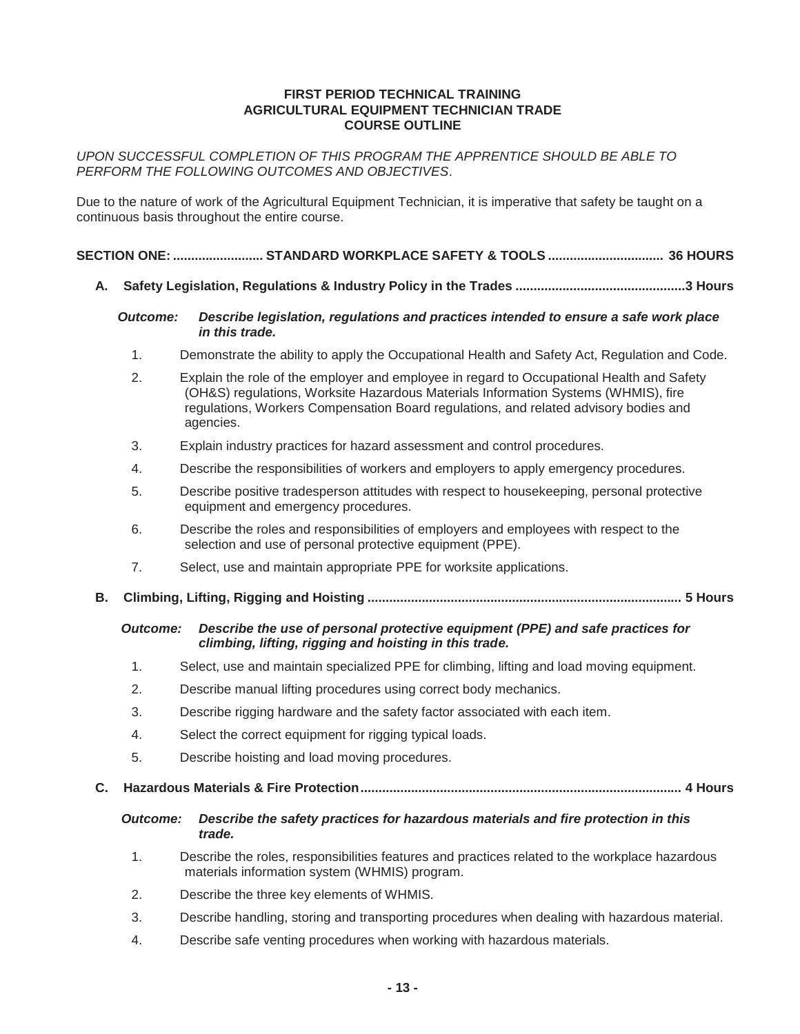**FIRST PERIOD TECHNICAL TRAINING**
**AGRICULTURAL EQUIPMENT TECHNICIAN TRADE**
**COURSE OUTLINE**

*UPON SUCCESSFUL COMPLETION OF THIS PROGRAM THE APPRENTICE SHOULD BE ABLE TO PERFORM THE FOLLOWING OUTCOMES AND OBJECTIVES*.

Due to the nature of work of the Agricultural Equipment Technician, it is imperative that safety be taught on a continuous basis throughout the entire course.

## SECTION ONE: ......................... STANDARD WORKPLACE SAFETY & TOOLS ................................ 36 HOURS

### A. Safety Legislation, Regulations & Industry Policy in the Trades ...............................................3 Hours

***Outcome: Describe legislation, regulations and practices intended to ensure a safe work place in this trade.***

1. Demonstrate the ability to apply the Occupational Health and Safety Act, Regulation and Code.
2. Explain the role of the employer and employee in regard to Occupational Health and Safety (OH&S) regulations, Worksite Hazardous Materials Information Systems (WHMIS), fire regulations, Workers Compensation Board regulations, and related advisory bodies and agencies.
3. Explain industry practices for hazard assessment and control procedures.
4. Describe the responsibilities of workers and employers to apply emergency procedures.
5. Describe positive tradesperson attitudes with respect to housekeeping, personal protective equipment and emergency procedures.
6. Describe the roles and responsibilities of employers and employees with respect to the selection and use of personal protective equipment (PPE).
7. Select, use and maintain appropriate PPE for worksite applications.

### B. Climbing, Lifting, Rigging and Hoisting ...................................................................................... 5 Hours

***Outcome: Describe the use of personal protective equipment (PPE) and safe practices for climbing, lifting, rigging and hoisting in this trade.***

1. Select, use and maintain specialized PPE for climbing, lifting and load moving equipment.
2. Describe manual lifting procedures using correct body mechanics.
3. Describe rigging hardware and the safety factor associated with each item.
4. Select the correct equipment for rigging typical loads.
5. Describe hoisting and load moving procedures.

### C. Hazardous Materials & Fire Protection........................................................................................ 4 Hours

***Outcome: Describe the safety practices for hazardous materials and fire protection in this trade.***

1. Describe the roles, responsibilities features and practices related to the workplace hazardous materials information system (WHMIS) program.
2. Describe the three key elements of WHMIS.
3. Describe handling, storing and transporting procedures when dealing with hazardous material.
4. Describe safe venting procedures when working with hazardous materials.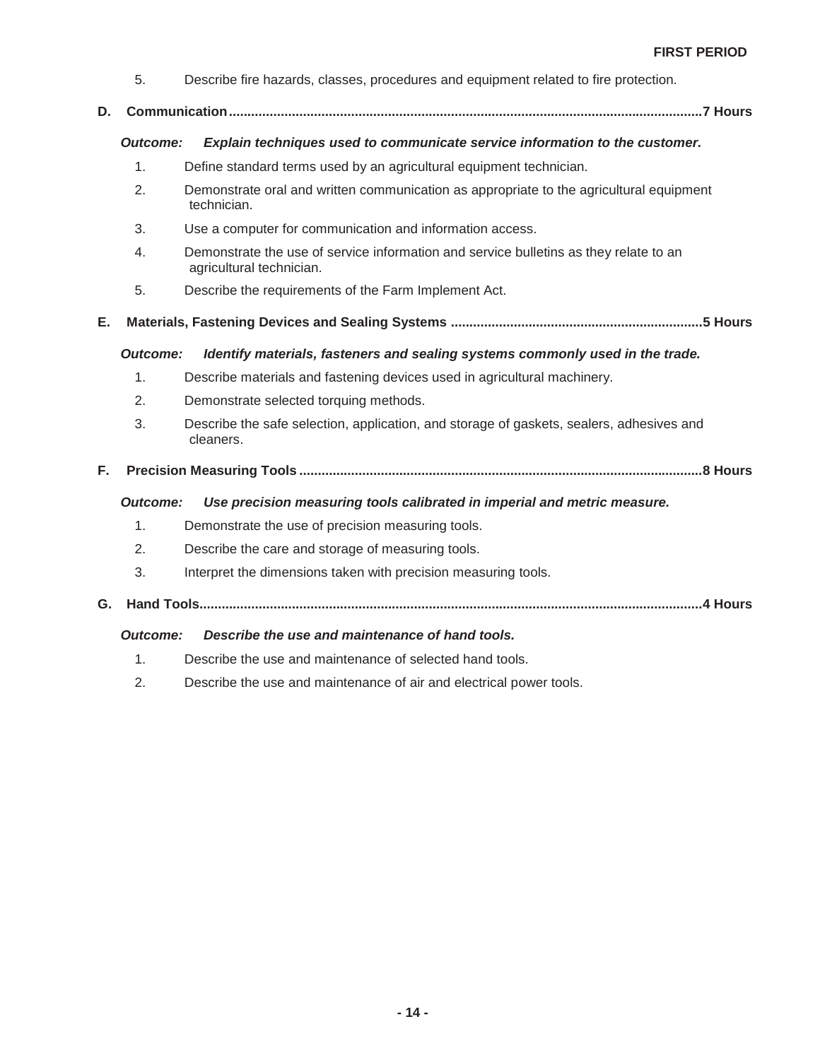5. Describe fire hazards, classes, procedures and equipment related to fire protection.

**D. Communication..............................................................................................................................7 Hours**

***Outcome: Explain techniques used to communicate service information to the customer.***

1. Define standard terms used by an agricultural equipment technician.
2. Demonstrate oral and written communication as appropriate to the agricultural equipment technician.
3. Use a computer for communication and information access.
4. Demonstrate the use of service information and service bulletins as they relate to an agricultural technician.
5. Describe the requirements of the Farm Implement Act.

**E. Materials, Fastening Devices and Sealing Systems ....................................................................5 Hours**

***Outcome: Identify materials, fasteners and sealing systems commonly used in the trade.***

1. Describe materials and fastening devices used in agricultural machinery.
2. Demonstrate selected torquing methods.
3. Describe the safe selection, application, and storage of gaskets, sealers, adhesives and cleaners.

**F. Precision Measuring Tools ............................................................................................................8 Hours**

***Outcome: Use precision measuring tools calibrated in imperial and metric measure.***

1. Demonstrate the use of precision measuring tools.
2. Describe the care and storage of measuring tools.
3. Interpret the dimensions taken with precision measuring tools.

**G. Hand Tools.......................................................................................................................................4 Hours**

***Outcome: Describe the use and maintenance of hand tools.***

1. Describe the use and maintenance of selected hand tools.
2. Describe the use and maintenance of air and electrical power tools.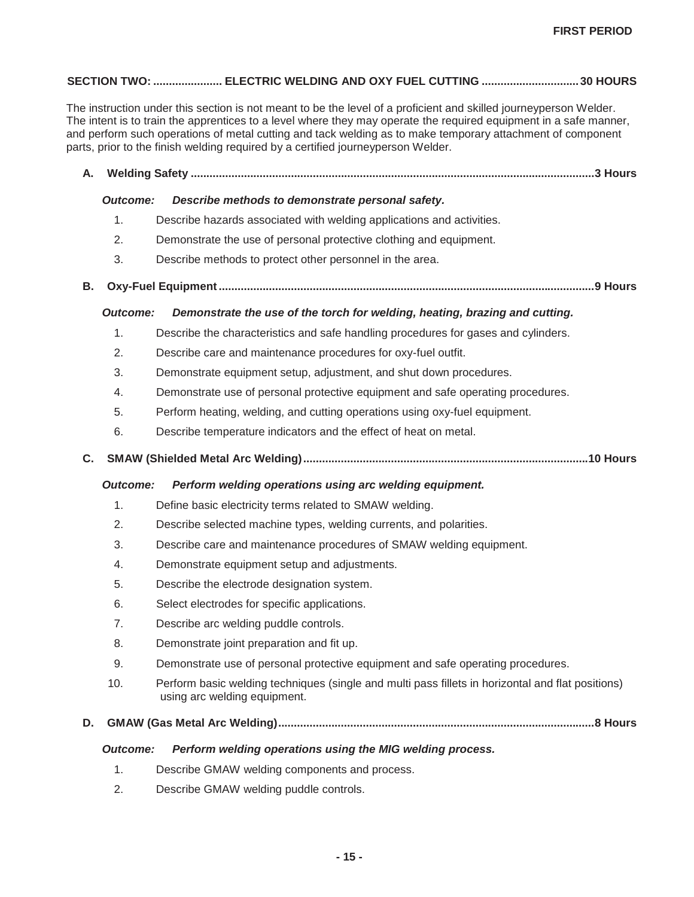## SECTION TWO: ...................... ELECTRIC WELDING AND OXY FUEL CUTTING ............................... 30 HOURS

The instruction under this section is not meant to be the level of a proficient and skilled journeyperson Welder. The intent is to train the apprentices to a level where they may operate the required equipment in a safe manner, and perform such operations of metal cutting and tack welding as to make temporary attachment of component parts, prior to the finish welding required by a certified journeyperson Welder.

### A. Welding Safety ............................................................................................................................ 3 Hours

***Outcome:*** ***Describe methods to demonstrate personal safety.***

1. Describe hazards associated with welding applications and activities.
2. Demonstrate the use of personal protective clothing and equipment.
3. Describe methods to protect other personnel in the area.

### B. Oxy-Fuel Equipment ..................................................................................................................... 9 Hours

***Outcome:*** ***Demonstrate the use of the torch for welding, heating, brazing and cutting.***

1. Describe the characteristics and safe handling procedures for gases and cylinders.
2. Describe care and maintenance procedures for oxy-fuel outfit.
3. Demonstrate equipment setup, adjustment, and shut down procedures.
4. Demonstrate use of personal protective equipment and safe operating procedures.
5. Perform heating, welding, and cutting operations using oxy-fuel equipment.
6. Describe temperature indicators and the effect of heat on metal.

### C. SMAW (Shielded Metal Arc Welding) ......................................................................................... 10 Hours

***Outcome:*** ***Perform welding operations using arc welding equipment.***

1. Define basic electricity terms related to SMAW welding.
2. Describe selected machine types, welding currents, and polarities.
3. Describe care and maintenance procedures of SMAW welding equipment.
4. Demonstrate equipment setup and adjustments.
5. Describe the electrode designation system.
6. Select electrodes for specific applications.
7. Describe arc welding puddle controls.
8. Demonstrate joint preparation and fit up.
9. Demonstrate use of personal protective equipment and safe operating procedures.
10. Perform basic welding techniques (single and multi pass fillets in horizontal and flat positions) using arc welding equipment.

### D. GMAW (Gas Metal Arc Welding) ................................................................................................... 8 Hours

***Outcome:*** ***Perform welding operations using the MIG welding process.***

1. Describe GMAW welding components and process.
2. Describe GMAW welding puddle controls.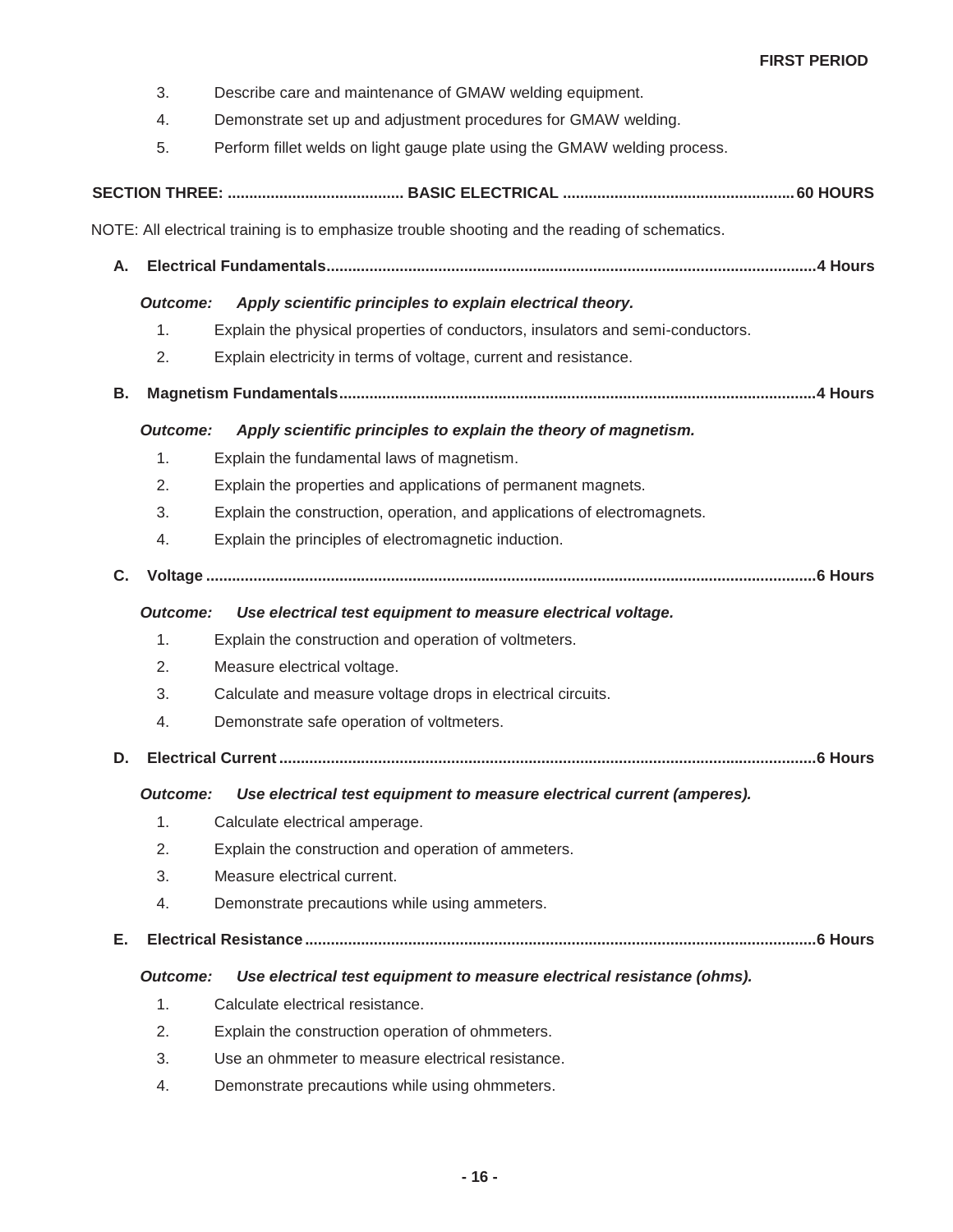3. Describe care and maintenance of GMAW welding equipment.
4. Demonstrate set up and adjustment procedures for GMAW welding.
5. Perform fillet welds on light gauge plate using the GMAW welding process.

## SECTION THREE: ......................................... BASIC ELECTRICAL ..................................................... 60 HOURS

NOTE: All electrical training is to emphasize trouble shooting and the reading of schematics.

### A. Electrical Fundamentals ................................................................................................................ 4 Hours

***Outcome: Apply scientific principles to explain electrical theory.***

1. Explain the physical properties of conductors, insulators and semi-conductors.
2. Explain electricity in terms of voltage, current and resistance.

### B. Magnetism Fundamentals ............................................................................................................. 4 Hours

***Outcome: Apply scientific principles to explain the theory of magnetism.***

1. Explain the fundamental laws of magnetism.
2. Explain the properties and applications of permanent magnets.
3. Explain the construction, operation, and applications of electromagnets.
4. Explain the principles of electromagnetic induction.

### C. Voltage ........................................................................................................................................... 6 Hours

***Outcome: Use electrical test equipment to measure electrical voltage.***

1. Explain the construction and operation of voltmeters.
2. Measure electrical voltage.
3. Calculate and measure voltage drops in electrical circuits.
4. Demonstrate safe operation of voltmeters.

### D. Electrical Current ........................................................................................................................... 6 Hours

***Outcome: Use electrical test equipment to measure electrical current (amperes).***

1. Calculate electrical amperage.
2. Explain the construction and operation of ammeters.
3. Measure electrical current.
4. Demonstrate precautions while using ammeters.

### E. Electrical Resistance ...................................................................................................................... 6 Hours

***Outcome: Use electrical test equipment to measure electrical resistance (ohms).***

1. Calculate electrical resistance.
2. Explain the construction operation of ohmmeters.
3. Use an ohmmeter to measure electrical resistance.
4. Demonstrate precautions while using ohmmeters.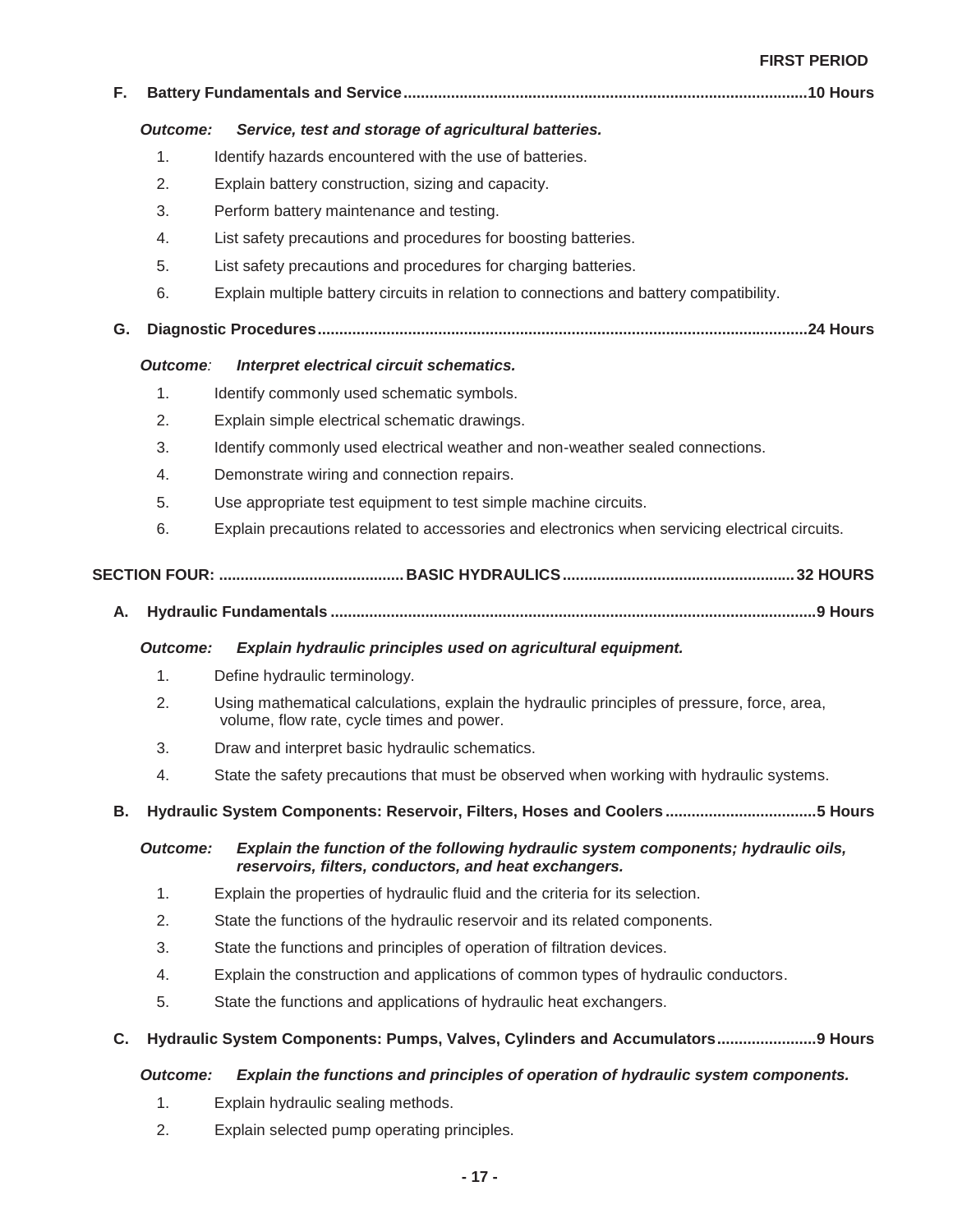**F. Battery Fundamentals and Service............................................................................................10 Hours**

***Outcome:*** ***Service, test and storage of agricultural batteries.***

1. Identify hazards encountered with the use of batteries.
2. Explain battery construction, sizing and capacity.
3. Perform battery maintenance and testing.
4. List safety precautions and procedures for boosting batteries.
5. List safety precautions and procedures for charging batteries.
6. Explain multiple battery circuits in relation to connections and battery compatibility.

**G. Diagnostic Procedures................................................................................................................24 Hours**

***Outcome:*** ***Interpret electrical circuit schematics.***

1. Identify commonly used schematic symbols.
2. Explain simple electrical schematic drawings.
3. Identify commonly used electrical weather and non-weather sealed connections.
4. Demonstrate wiring and connection repairs.
5. Use appropriate test equipment to test simple machine circuits.
6. Explain precautions related to accessories and electronics when servicing electrical circuits.

## SECTION FOUR: .......................................... BASIC HYDRAULICS ..................................................... 32 HOURS

**A. Hydraulic Fundamentals ...............................................................................................................9 Hours**

***Outcome:*** ***Explain hydraulic principles used on agricultural equipment.***

1. Define hydraulic terminology.
2. Using mathematical calculations, explain the hydraulic principles of pressure, force, area, volume, flow rate, cycle times and power.
3. Draw and interpret basic hydraulic schematics.
4. State the safety precautions that must be observed when working with hydraulic systems.

**B. Hydraulic System Components: Reservoir, Filters, Hoses and Coolers ..................................5 Hours**

***Outcome:*** ***Explain the function of the following hydraulic system components; hydraulic oils, reservoirs, filters, conductors, and heat exchangers.***

1. Explain the properties of hydraulic fluid and the criteria for its selection.
2. State the functions of the hydraulic reservoir and its related components.
3. State the functions and principles of operation of filtration devices.
4. Explain the construction and applications of common types of hydraulic conductors.
5. State the functions and applications of hydraulic heat exchangers.

**C. Hydraulic System Components: Pumps, Valves, Cylinders and Accumulators.......................9 Hours**

***Outcome:*** ***Explain the functions and principles of operation of hydraulic system components.***

1. Explain hydraulic sealing methods.
2. Explain selected pump operating principles.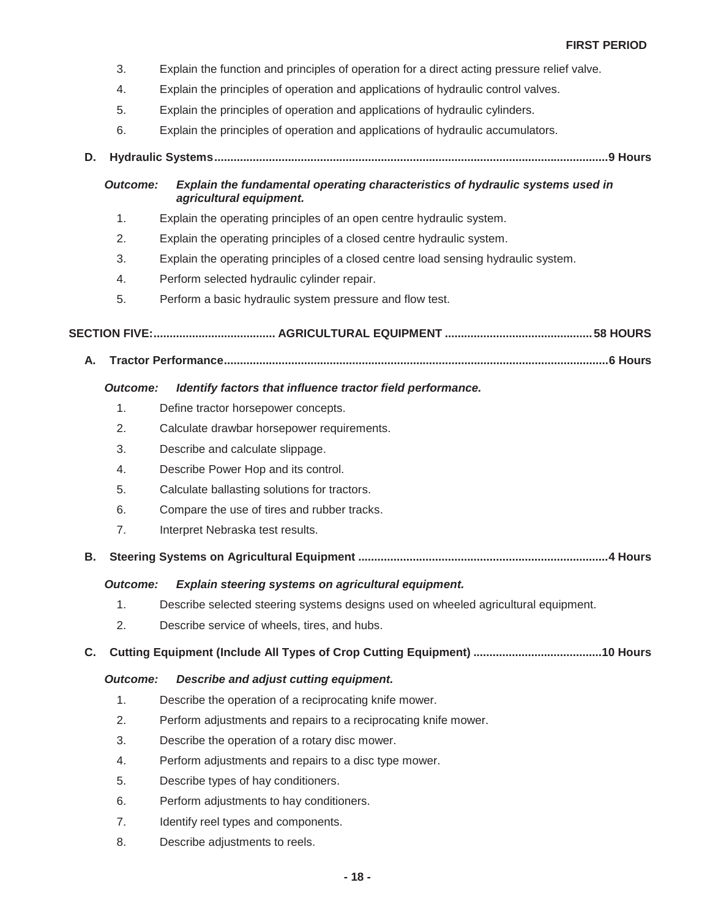3. Explain the function and principles of operation for a direct acting pressure relief valve.
4. Explain the principles of operation and applications of hydraulic control valves.
5. Explain the principles of operation and applications of hydraulic cylinders.
6. Explain the principles of operation and applications of hydraulic accumulators.

**D. Hydraulic Systems......................................................................................................................9 Hours**

***Outcome:*** ***Explain the fundamental operating characteristics of hydraulic systems used in agricultural equipment.***

1. Explain the operating principles of an open centre hydraulic system.
2. Explain the operating principles of a closed centre hydraulic system.
3. Explain the operating principles of a closed centre load sensing hydraulic system.
4. Perform selected hydraulic cylinder repair.
5. Perform a basic hydraulic system pressure and flow test.

## SECTION FIVE:...................................... AGRICULTURAL EQUIPMENT ............................................. 58 HOURS

**A. Tractor Performance......................................................................................................................6 Hours**

***Outcome:*** ***Identify factors that influence tractor field performance.***

1. Define tractor horsepower concepts.
2. Calculate drawbar horsepower requirements.
3. Describe and calculate slippage.
4. Describe Power Hop and its control.
5. Calculate ballasting solutions for tractors.
6. Compare the use of tires and rubber tracks.
7. Interpret Nebraska test results.

**B. Steering Systems on Agricultural Equipment .............................................................................4 Hours**

***Outcome:*** ***Explain steering systems on agricultural equipment.***

1. Describe selected steering systems designs used on wheeled agricultural equipment.
2. Describe service of wheels, tires, and hubs.

**C. Cutting Equipment (Include All Types of Crop Cutting Equipment) ........................................10 Hours**

***Outcome:*** ***Describe and adjust cutting equipment.***

1. Describe the operation of a reciprocating knife mower.
2. Perform adjustments and repairs to a reciprocating knife mower.
3. Describe the operation of a rotary disc mower.
4. Perform adjustments and repairs to a disc type mower.
5. Describe types of hay conditioners.
6. Perform adjustments to hay conditioners.
7. Identify reel types and components.
8. Describe adjustments to reels.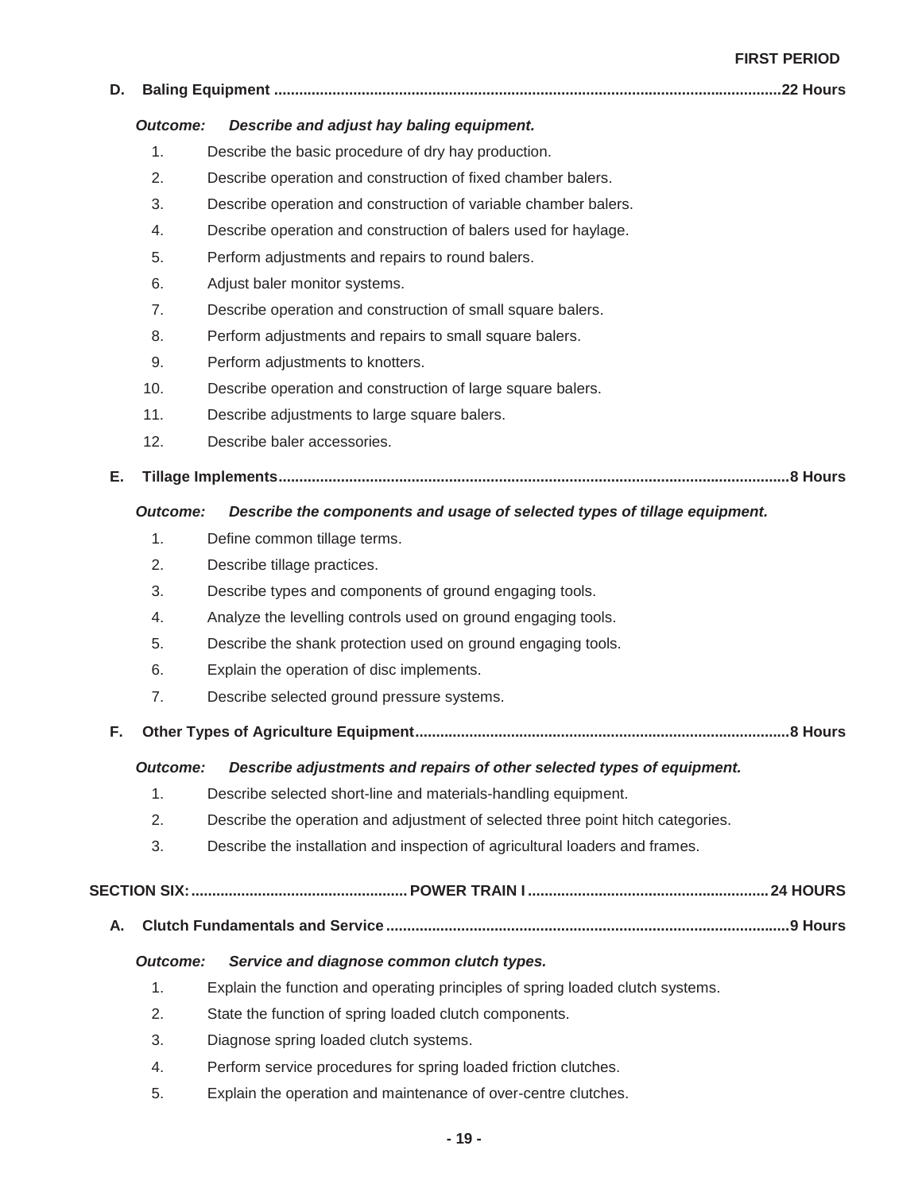**D. Baling Equipment ........................................................................................................................22 Hours**

***Outcome: Describe and adjust hay baling equipment.***

1. Describe the basic procedure of dry hay production.
2. Describe operation and construction of fixed chamber balers.
3. Describe operation and construction of variable chamber balers.
4. Describe operation and construction of balers used for haylage.
5. Perform adjustments and repairs to round balers.
6. Adjust baler monitor systems.
7. Describe operation and construction of small square balers.
8. Perform adjustments and repairs to small square balers.
9. Perform adjustments to knotters.
10. Describe operation and construction of large square balers.
11. Describe adjustments to large square balers.
12. Describe baler accessories.

**E. Tillage Implements........................................................................................................................8 Hours**

***Outcome: Describe the components and usage of selected types of tillage equipment.***

1. Define common tillage terms.
2. Describe tillage practices.
3. Describe types and components of ground engaging tools.
4. Analyze the levelling controls used on ground engaging tools.
5. Describe the shank protection used on ground engaging tools.
6. Explain the operation of disc implements.
7. Describe selected ground pressure systems.

**F. Other Types of Agriculture Equipment.........................................................................................8 Hours**

***Outcome: Describe adjustments and repairs of other selected types of equipment.***

1. Describe selected short-line and materials-handling equipment.
2. Describe the operation and adjustment of selected three point hitch categories.
3. Describe the installation and inspection of agricultural loaders and frames.

## SECTION SIX: ................................................... POWER TRAIN I ........................................................ 24 HOURS

**A. Clutch Fundamentals and Service ................................................................................................9 Hours**

***Outcome: Service and diagnose common clutch types.***

1. Explain the function and operating principles of spring loaded clutch systems.
2. State the function of spring loaded clutch components.
3. Diagnose spring loaded clutch systems.
4. Perform service procedures for spring loaded friction clutches.
5. Explain the operation and maintenance of over-centre clutches.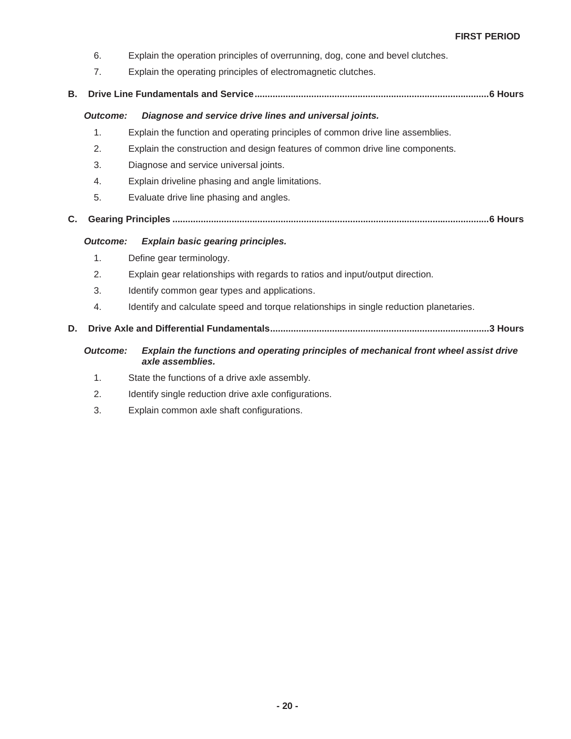6. Explain the operation principles of overrunning, dog, cone and bevel clutches.
7. Explain the operating principles of electromagnetic clutches.

**B. Drive Line Fundamentals and Service..........................................................................................6 Hours**

***Outcome: Diagnose and service drive lines and universal joints.***

1. Explain the function and operating principles of common drive line assemblies.
2. Explain the construction and design features of common drive line components.
3. Diagnose and service universal joints.
4. Explain driveline phasing and angle limitations.
5. Evaluate drive line phasing and angles.

**C. Gearing Principles ........................................................................................................................6 Hours**

***Outcome: Explain basic gearing principles.***

1. Define gear terminology.
2. Explain gear relationships with regards to ratios and input/output direction.
3. Identify common gear types and applications.
4. Identify and calculate speed and torque relationships in single reduction planetaries.

**D. Drive Axle and Differential Fundamentals....................................................................................3 Hours**

***Outcome: Explain the functions and operating principles of mechanical front wheel assist drive axle assemblies.***

1. State the functions of a drive axle assembly.
2. Identify single reduction drive axle configurations.
3. Explain common axle shaft configurations.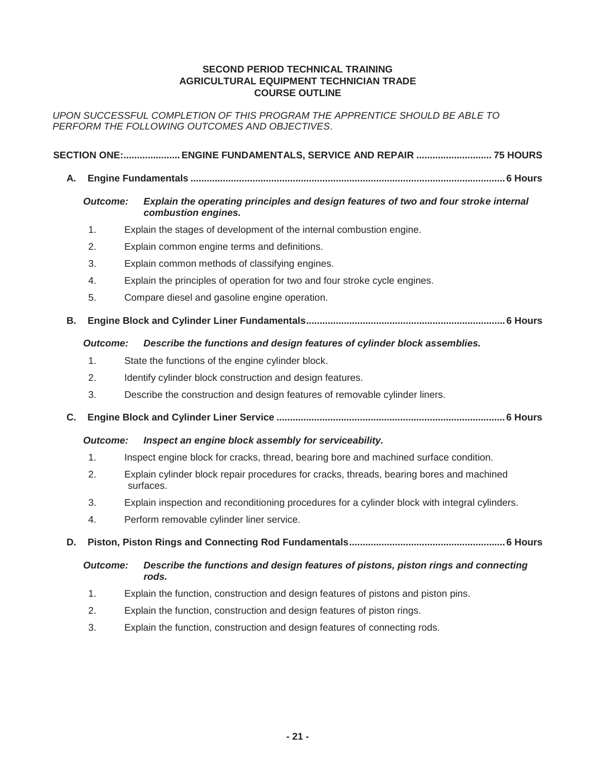**SECOND PERIOD TECHNICAL TRAINING**
**AGRICULTURAL EQUIPMENT TECHNICIAN TRADE**
**COURSE OUTLINE**

*UPON SUCCESSFUL COMPLETION OF THIS PROGRAM THE APPRENTICE SHOULD BE ABLE TO PERFORM THE FOLLOWING OUTCOMES AND OBJECTIVES.*

## SECTION ONE: ENGINE FUNDAMENTALS, SERVICE AND REPAIR ... 75 HOURS

### A. Engine Fundamentals ... 6 Hours

***Outcome:*** ***Explain the operating principles and design features of two and four stroke internal combustion engines.***

1. Explain the stages of development of the internal combustion engine.
2. Explain common engine terms and definitions.
3. Explain common methods of classifying engines.
4. Explain the principles of operation for two and four stroke cycle engines.
5. Compare diesel and gasoline engine operation.

### B. Engine Block and Cylinder Liner Fundamentals ... 6 Hours

***Outcome:*** ***Describe the functions and design features of cylinder block assemblies.***

1. State the functions of the engine cylinder block.
2. Identify cylinder block construction and design features.
3. Describe the construction and design features of removable cylinder liners.

### C. Engine Block and Cylinder Liner Service ... 6 Hours

***Outcome:*** ***Inspect an engine block assembly for serviceability.***

1. Inspect engine block for cracks, thread, bearing bore and machined surface condition.
2. Explain cylinder block repair procedures for cracks, threads, bearing bores and machined surfaces.
3. Explain inspection and reconditioning procedures for a cylinder block with integral cylinders.
4. Perform removable cylinder liner service.

### D. Piston, Piston Rings and Connecting Rod Fundamentals ... 6 Hours

***Outcome:*** ***Describe the functions and design features of pistons, piston rings and connecting rods.***

1. Explain the function, construction and design features of pistons and piston pins.
2. Explain the function, construction and design features of piston rings.
3. Explain the function, construction and design features of connecting rods.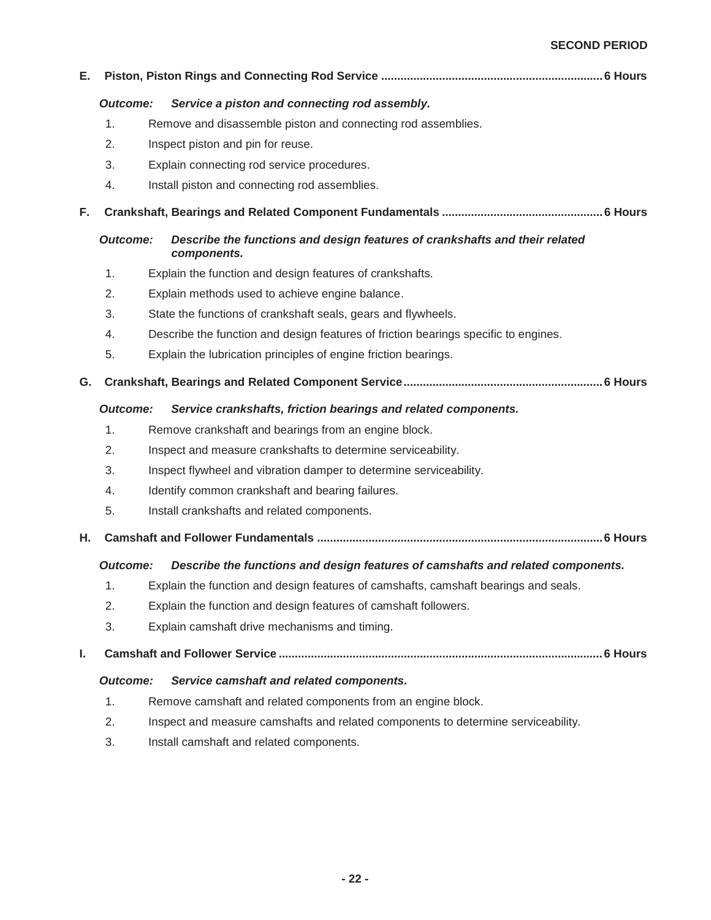### E. Piston, Piston Rings and Connecting Rod Service .................... 6 Hours

***Outcome:*** ***Service a piston and connecting rod assembly.***

1. Remove and disassemble piston and connecting rod assemblies.
2. Inspect piston and pin for reuse.
3. Explain connecting rod service procedures.
4. Install piston and connecting rod assemblies.

### F. Crankshaft, Bearings and Related Component Fundamentals .................... 6 Hours

***Outcome:*** ***Describe the functions and design features of crankshafts and their related components.***

1. Explain the function and design features of crankshafts.
2. Explain methods used to achieve engine balance.
3. State the functions of crankshaft seals, gears and flywheels.
4. Describe the function and design features of friction bearings specific to engines.
5. Explain the lubrication principles of engine friction bearings.

### G. Crankshaft, Bearings and Related Component Service .................... 6 Hours

***Outcome:*** ***Service crankshafts, friction bearings and related components.***

1. Remove crankshaft and bearings from an engine block.
2. Inspect and measure crankshafts to determine serviceability.
3. Inspect flywheel and vibration damper to determine serviceability.
4. Identify common crankshaft and bearing failures.
5. Install crankshafts and related components.

### H. Camshaft and Follower Fundamentals .................... 6 Hours

***Outcome:*** ***Describe the functions and design features of camshafts and related components.***

1. Explain the function and design features of camshafts, camshaft bearings and seals.
2. Explain the function and design features of camshaft followers.
3. Explain camshaft drive mechanisms and timing.

### I. Camshaft and Follower Service .................... 6 Hours

***Outcome:*** ***Service camshaft and related components.***

1. Remove camshaft and related components from an engine block.
2. Inspect and measure camshafts and related components to determine serviceability.
3. Install camshaft and related components.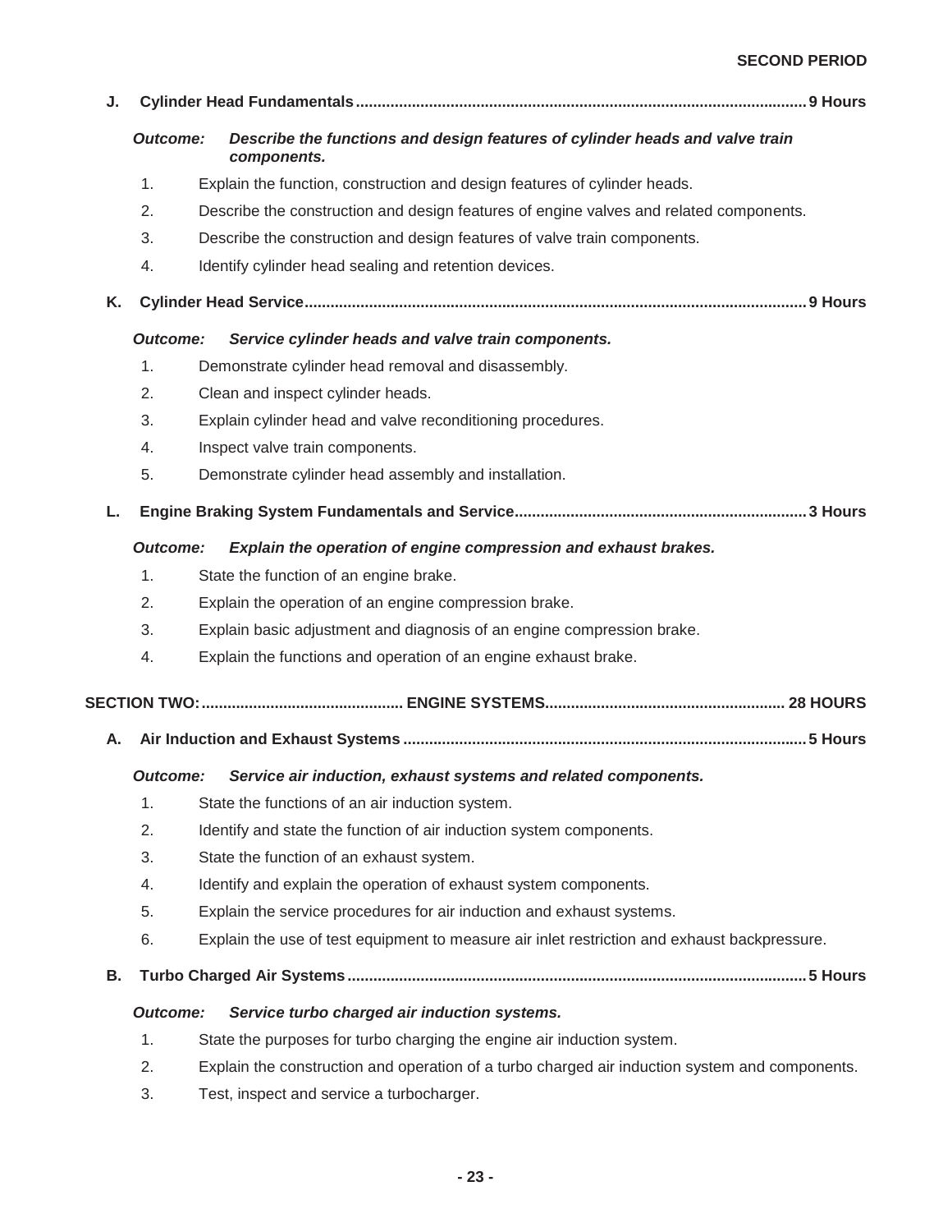**J. Cylinder Head Fundamentals ........................................................ 9 Hours**

***Outcome:*** ***Describe the functions and design features of cylinder heads and valve train components.***

1. Explain the function, construction and design features of cylinder heads.
2. Describe the construction and design features of engine valves and related components.
3. Describe the construction and design features of valve train components.
4. Identify cylinder head sealing and retention devices.

**K. Cylinder Head Service ........................................................ 9 Hours**

***Outcome:*** ***Service cylinder heads and valve train components.***

1. Demonstrate cylinder head removal and disassembly.
2. Clean and inspect cylinder heads.
3. Explain cylinder head and valve reconditioning procedures.
4. Inspect valve train components.
5. Demonstrate cylinder head assembly and installation.

**L. Engine Braking System Fundamentals and Service ........................................................ 3 Hours**

***Outcome:*** ***Explain the operation of engine compression and exhaust brakes.***

1. State the function of an engine brake.
2. Explain the operation of an engine compression brake.
3. Explain basic adjustment and diagnosis of an engine compression brake.
4. Explain the functions and operation of an engine exhaust brake.

## SECTION TWO: .................... ENGINE SYSTEMS .................... 28 HOURS

**A. Air Induction and Exhaust Systems ........................................................ 5 Hours**

***Outcome:*** ***Service air induction, exhaust systems and related components.***

1. State the functions of an air induction system.
2. Identify and state the function of air induction system components.
3. State the function of an exhaust system.
4. Identify and explain the operation of exhaust system components.
5. Explain the service procedures for air induction and exhaust systems.
6. Explain the use of test equipment to measure air inlet restriction and exhaust backpressure.

**B. Turbo Charged Air Systems ........................................................ 5 Hours**

***Outcome:*** ***Service turbo charged air induction systems.***

1. State the purposes for turbo charging the engine air induction system.
2. Explain the construction and operation of a turbo charged air induction system and components.
3. Test, inspect and service a turbocharger.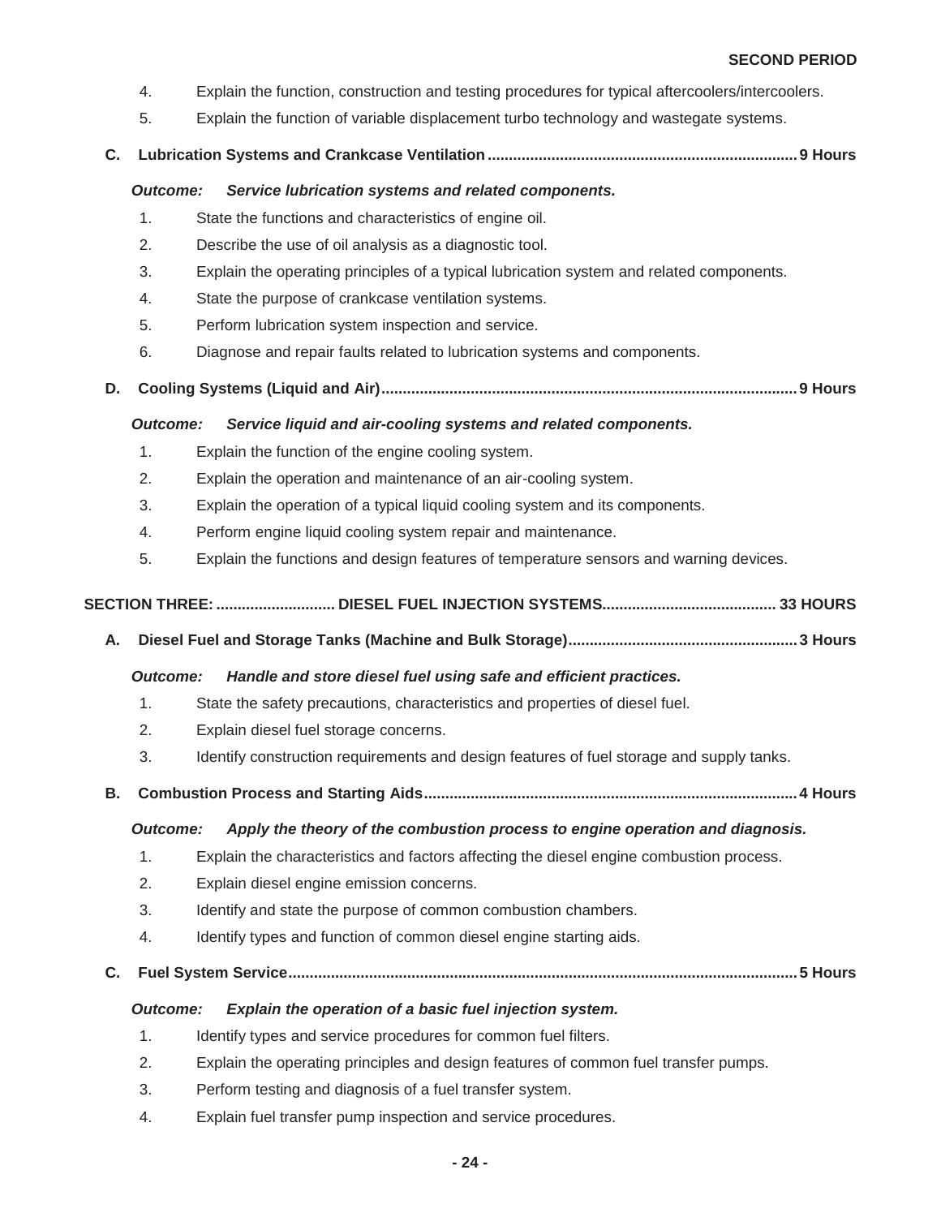4. Explain the function, construction and testing procedures for typical aftercoolers/intercoolers.
5. Explain the function of variable displacement turbo technology and wastegate systems.

**C. Lubrication Systems and Crankcase Ventilation ........................................................................ 9 Hours**

***Outcome: Service lubrication systems and related components.***

1. State the functions and characteristics of engine oil.
2. Describe the use of oil analysis as a diagnostic tool.
3. Explain the operating principles of a typical lubrication system and related components.
4. State the purpose of crankcase ventilation systems.
5. Perform lubrication system inspection and service.
6. Diagnose and repair faults related to lubrication systems and components.

**D. Cooling Systems (Liquid and Air) ................................................................................................ 9 Hours**

***Outcome: Service liquid and air-cooling systems and related components.***

1. Explain the function of the engine cooling system.
2. Explain the operation and maintenance of an air-cooling system.
3. Explain the operation of a typical liquid cooling system and its components.
4. Perform engine liquid cooling system repair and maintenance.
5. Explain the functions and design features of temperature sensors and warning devices.

## SECTION THREE: ............................ DIESEL FUEL INJECTION SYSTEMS......................................... 33 HOURS

**A. Diesel Fuel and Storage Tanks (Machine and Bulk Storage)..................................................... 3 Hours**

***Outcome: Handle and store diesel fuel using safe and efficient practices.***

1. State the safety precautions, characteristics and properties of diesel fuel.
2. Explain diesel fuel storage concerns.
3. Identify construction requirements and design features of fuel storage and supply tanks.

**B. Combustion Process and Starting Aids....................................................................................... 4 Hours**

***Outcome: Apply the theory of the combustion process to engine operation and diagnosis.***

1. Explain the characteristics and factors affecting the diesel engine combustion process.
2. Explain diesel engine emission concerns.
3. Identify and state the purpose of common combustion chambers.
4. Identify types and function of common diesel engine starting aids.

**C. Fuel System Service....................................................................................................................... 5 Hours**

***Outcome: Explain the operation of a basic fuel injection system.***

1. Identify types and service procedures for common fuel filters.
2. Explain the operating principles and design features of common fuel transfer pumps.
3. Perform testing and diagnosis of a fuel transfer system.
4. Explain fuel transfer pump inspection and service procedures.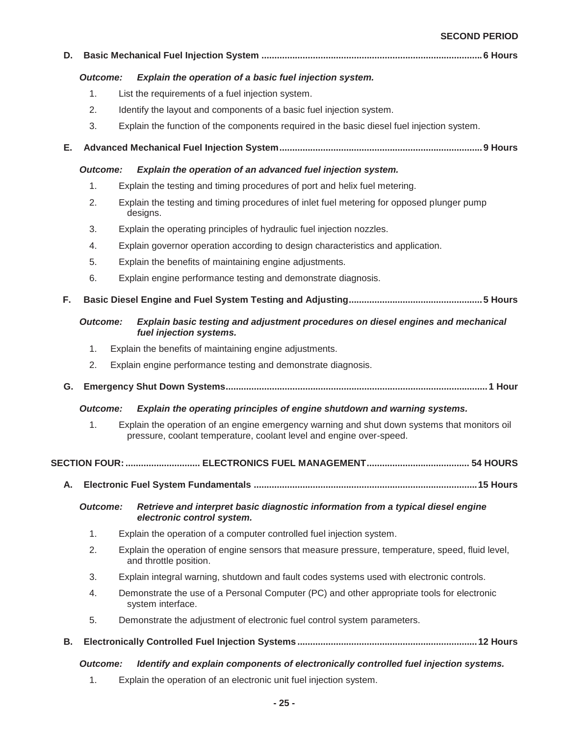**SECOND PERIOD**

**D. Basic Mechanical Fuel Injection System ........................................................................................ 6 Hours**

***Outcome:*** ***Explain the operation of a basic fuel injection system.***

1. List the requirements of a fuel injection system.
2. Identify the layout and components of a basic fuel injection system.
3. Explain the function of the components required in the basic diesel fuel injection system.

**E. Advanced Mechanical Fuel Injection System................................................................................ 9 Hours**

***Outcome:*** ***Explain the operation of an advanced fuel injection system.***

1. Explain the testing and timing procedures of port and helix fuel metering.
2. Explain the testing and timing procedures of inlet fuel metering for opposed plunger pump designs.
3. Explain the operating principles of hydraulic fuel injection nozzles.
4. Explain governor operation according to design characteristics and application.
5. Explain the benefits of maintaining engine adjustments.
6. Explain engine performance testing and demonstrate diagnosis.

**F. Basic Diesel Engine and Fuel System Testing and Adjusting.................................................... 5 Hours**

***Outcome:*** ***Explain basic testing and adjustment procedures on diesel engines and mechanical fuel injection systems.***

1. Explain the benefits of maintaining engine adjustments.
2. Explain engine performance testing and demonstrate diagnosis.

**G. Emergency Shut Down Systems..................................................................................................... 1 Hour**

***Outcome:*** ***Explain the operating principles of engine shutdown and warning systems.***

1. Explain the operation of an engine emergency warning and shut down systems that monitors oil pressure, coolant temperature, coolant level and engine over-speed.

**SECTION FOUR: ............................. ELECTRONICS FUEL MANAGEMENT........................................ 54 HOURS**

**A. Electronic Fuel System Fundamentals ........................................................................................ 15 Hours**

***Outcome:*** ***Retrieve and interpret basic diagnostic information from a typical diesel engine electronic control system.***

1. Explain the operation of a computer controlled fuel injection system.
2. Explain the operation of engine sensors that measure pressure, temperature, speed, fluid level, and throttle position.
3. Explain integral warning, shutdown and fault codes systems used with electronic controls.
4. Demonstrate the use of a Personal Computer (PC) and other appropriate tools for electronic system interface.
5. Demonstrate the adjustment of electronic fuel control system parameters.

**B. Electronically Controlled Fuel Injection Systems ...................................................................... 12 Hours**

***Outcome:*** ***Identify and explain components of electronically controlled fuel injection systems.***

1. Explain the operation of an electronic unit fuel injection system.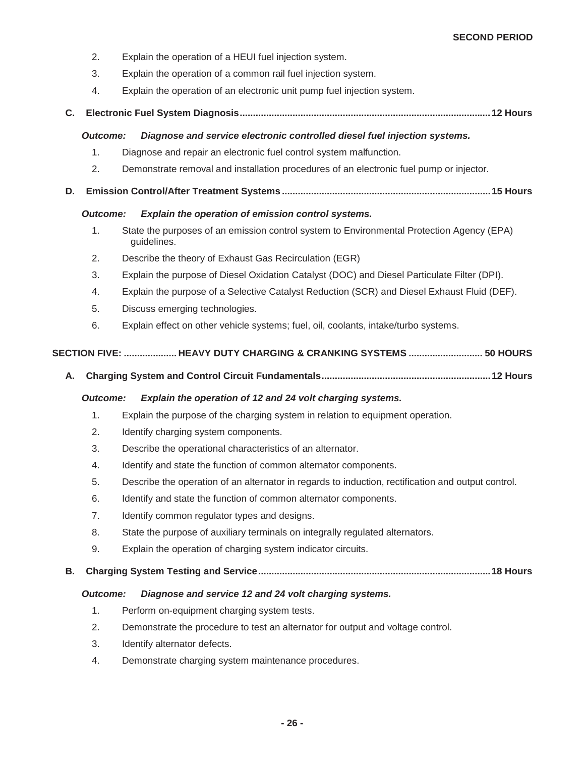2. Explain the operation of a HEUI fuel injection system.
3. Explain the operation of a common rail fuel injection system.
4. Explain the operation of an electronic unit pump fuel injection system.

**C. Electronic Fuel System Diagnosis............................................................................................12 Hours**

***Outcome: Diagnose and service electronic controlled diesel fuel injection systems.***

1. Diagnose and repair an electronic fuel control system malfunction.
2. Demonstrate removal and installation procedures of an electronic fuel pump or injector.

**D. Emission Control/After Treatment Systems............................................................................15 Hours**

***Outcome: Explain the operation of emission control systems.***

1. State the purposes of an emission control system to Environmental Protection Agency (EPA) guidelines.
2. Describe the theory of Exhaust Gas Recirculation (EGR)
3. Explain the purpose of Diesel Oxidation Catalyst (DOC) and Diesel Particulate Filter (DPI).
4. Explain the purpose of a Selective Catalyst Reduction (SCR) and Diesel Exhaust Fluid (DEF).
5. Discuss emerging technologies.
6. Explain effect on other vehicle systems; fuel, oil, coolants, intake/turbo systems.

## SECTION FIVE: .................... HEAVY DUTY CHARGING & CRANKING SYSTEMS ........................... 50 HOURS

**A. Charging System and Control Circuit Fundamentals...............................................................12 Hours**

***Outcome: Explain the operation of 12 and 24 volt charging systems.***

1. Explain the purpose of the charging system in relation to equipment operation.
2. Identify charging system components.
3. Describe the operational characteristics of an alternator.
4. Identify and state the function of common alternator components.
5. Describe the operation of an alternator in regards to induction, rectification and output control.
6. Identify and state the function of common alternator components.
7. Identify common regulator types and designs.
8. State the purpose of auxiliary terminals on integrally regulated alternators.
9. Explain the operation of charging system indicator circuits.

**B. Charging System Testing and Service.......................................................................................18 Hours**

***Outcome: Diagnose and service 12 and 24 volt charging systems.***

1. Perform on-equipment charging system tests.
2. Demonstrate the procedure to test an alternator for output and voltage control.
3. Identify alternator defects.
4. Demonstrate charging system maintenance procedures.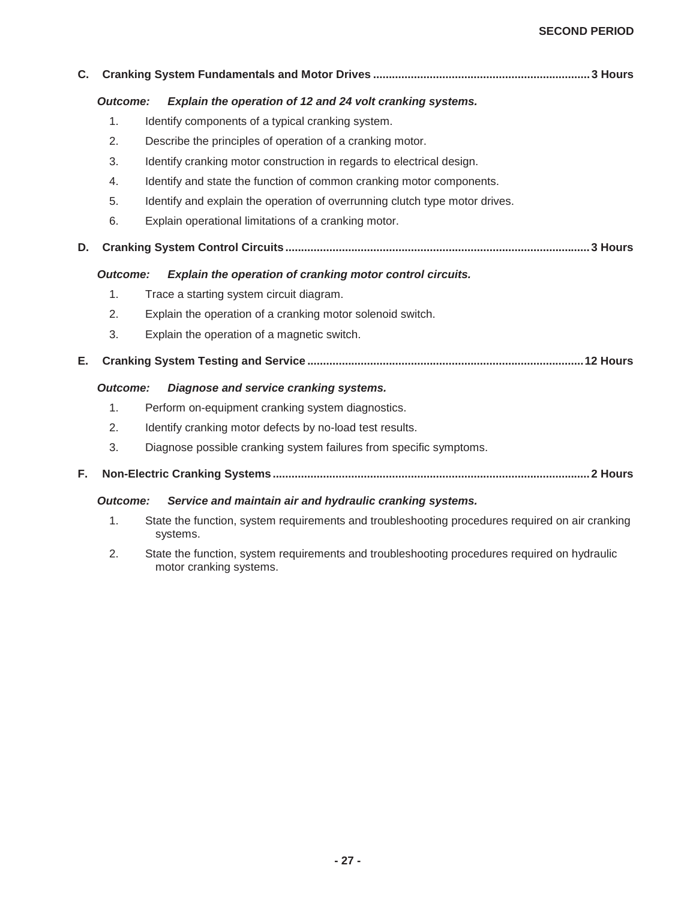**C. Cranking System Fundamentals and Motor Drives ....................................................................3 Hours**

***Outcome:*** ***Explain the operation of 12 and 24 volt cranking systems.***

1. Identify components of a typical cranking system.
2. Describe the principles of operation of a cranking motor.
3. Identify cranking motor construction in regards to electrical design.
4. Identify and state the function of common cranking motor components.
5. Identify and explain the operation of overrunning clutch type motor drives.
6. Explain operational limitations of a cranking motor.

**D. Cranking System Control Circuits ................................................................................................3 Hours**

***Outcome:*** ***Explain the operation of cranking motor control circuits.***

1. Trace a starting system circuit diagram.
2. Explain the operation of a cranking motor solenoid switch.
3. Explain the operation of a magnetic switch.

**E. Cranking System Testing and Service .......................................................................................12 Hours**

***Outcome:*** ***Diagnose and service cranking systems.***

1. Perform on-equipment cranking system diagnostics.
2. Identify cranking motor defects by no-load test results.
3. Diagnose possible cranking system failures from specific symptoms.

**F. Non-Electric Cranking Systems ....................................................................................................2 Hours**

***Outcome:*** ***Service and maintain air and hydraulic cranking systems.***

1. State the function, system requirements and troubleshooting procedures required on air cranking systems.
2. State the function, system requirements and troubleshooting procedures required on hydraulic motor cranking systems.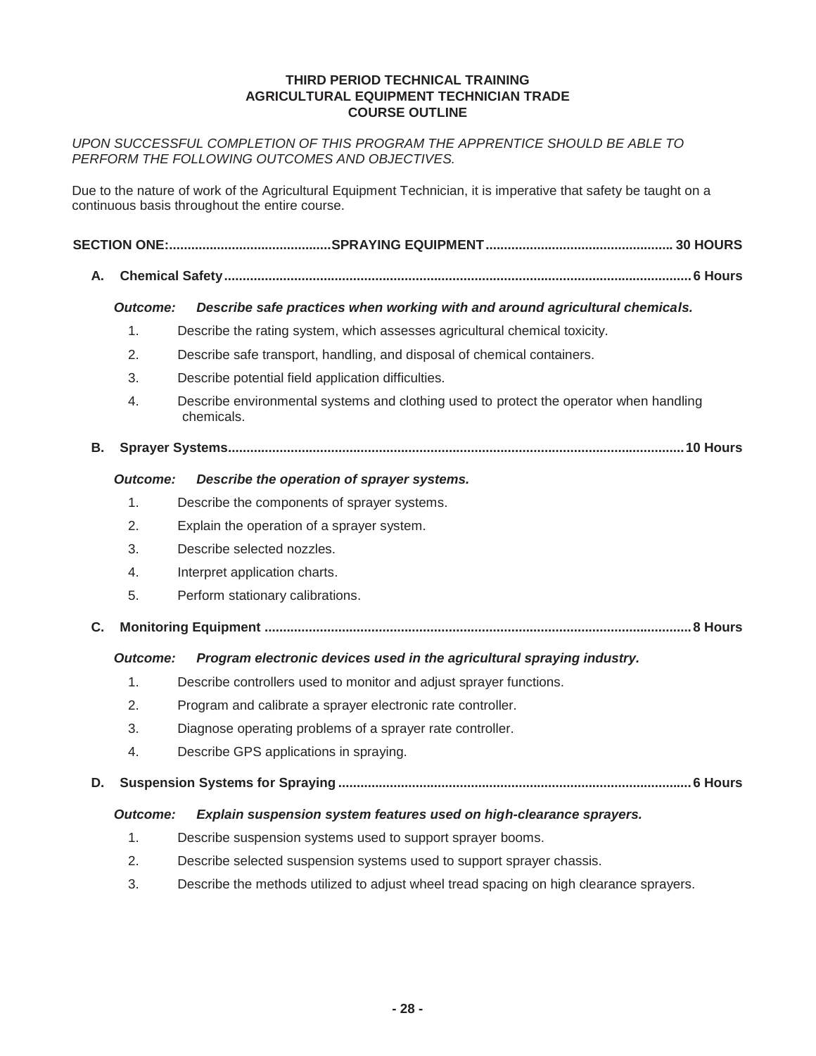**THIRD PERIOD TECHNICAL TRAINING**
**AGRICULTURAL EQUIPMENT TECHNICIAN TRADE**
**COURSE OUTLINE**

*UPON SUCCESSFUL COMPLETION OF THIS PROGRAM THE APPRENTICE SHOULD BE ABLE TO PERFORM THE FOLLOWING OUTCOMES AND OBJECTIVES.*

Due to the nature of work of the Agricultural Equipment Technician, it is imperative that safety be taught on a continuous basis throughout the entire course.

## SECTION ONE: SPRAYING EQUIPMENT — 30 HOURS

### A. Chemical Safety — 6 Hours

***Outcome: Describe safe practices when working with and around agricultural chemicals.***

1. Describe the rating system, which assesses agricultural chemical toxicity.
2. Describe safe transport, handling, and disposal of chemical containers.
3. Describe potential field application difficulties.
4. Describe environmental systems and clothing used to protect the operator when handling chemicals.

### B. Sprayer Systems — 10 Hours

***Outcome: Describe the operation of sprayer systems.***

1. Describe the components of sprayer systems.
2. Explain the operation of a sprayer system.
3. Describe selected nozzles.
4. Interpret application charts.
5. Perform stationary calibrations.

### C. Monitoring Equipment — 8 Hours

***Outcome: Program electronic devices used in the agricultural spraying industry.***

1. Describe controllers used to monitor and adjust sprayer functions.
2. Program and calibrate a sprayer electronic rate controller.
3. Diagnose operating problems of a sprayer rate controller.
4. Describe GPS applications in spraying.

### D. Suspension Systems for Spraying — 6 Hours

***Outcome: Explain suspension system features used on high-clearance sprayers.***

1. Describe suspension systems used to support sprayer booms.
2. Describe selected suspension systems used to support sprayer chassis.
3. Describe the methods utilized to adjust wheel tread spacing on high clearance sprayers.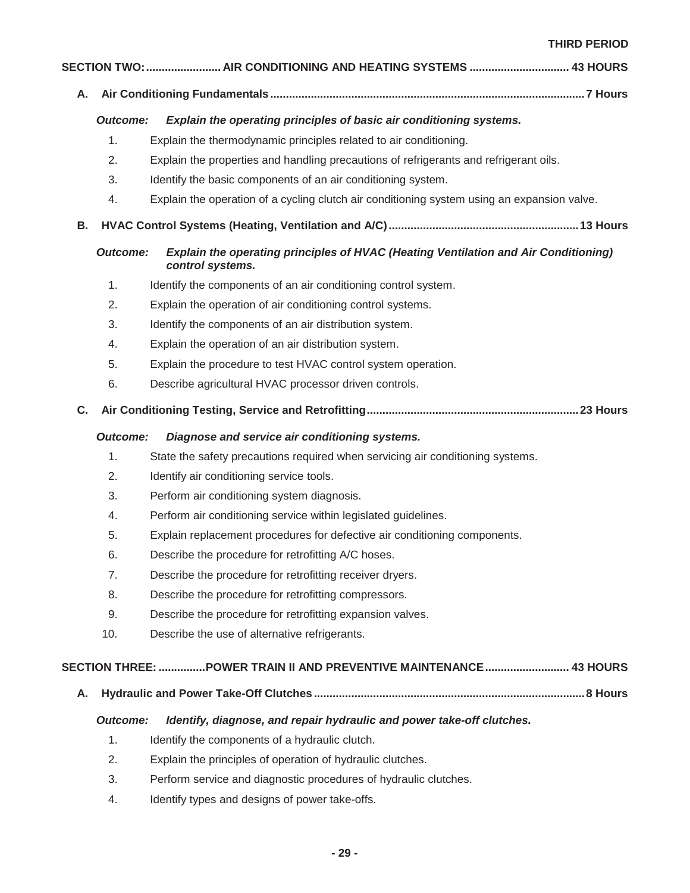THIRD PERIOD

## SECTION TWO: AIR CONDITIONING AND HEATING SYSTEMS ........ 43 HOURS

### A. Air Conditioning Fundamentals ........ 7 Hours

***Outcome:*** ***Explain the operating principles of basic air conditioning systems.***

1. Explain the thermodynamic principles related to air conditioning.
2. Explain the properties and handling precautions of refrigerants and refrigerant oils.
3. Identify the basic components of an air conditioning system.
4. Explain the operation of a cycling clutch air conditioning system using an expansion valve.

### B. HVAC Control Systems (Heating, Ventilation and A/C) ........ 13 Hours

***Outcome:*** ***Explain the operating principles of HVAC (Heating Ventilation and Air Conditioning) control systems.***

1. Identify the components of an air conditioning control system.
2. Explain the operation of air conditioning control systems.
3. Identify the components of an air distribution system.
4. Explain the operation of an air distribution system.
5. Explain the procedure to test HVAC control system operation.
6. Describe agricultural HVAC processor driven controls.

### C. Air Conditioning Testing, Service and Retrofitting ........ 23 Hours

***Outcome:*** ***Diagnose and service air conditioning systems.***

1. State the safety precautions required when servicing air conditioning systems.
2. Identify air conditioning service tools.
3. Perform air conditioning system diagnosis.
4. Perform air conditioning service within legislated guidelines.
5. Explain replacement procedures for defective air conditioning components.
6. Describe the procedure for retrofitting A/C hoses.
7. Describe the procedure for retrofitting receiver dryers.
8. Describe the procedure for retrofitting compressors.
9. Describe the procedure for retrofitting expansion valves.
10. Describe the use of alternative refrigerants.

## SECTION THREE: POWER TRAIN II AND PREVENTIVE MAINTENANCE ........ 43 HOURS

### A. Hydraulic and Power Take-Off Clutches ........ 8 Hours

***Outcome:*** ***Identify, diagnose, and repair hydraulic and power take-off clutches.***

1. Identify the components of a hydraulic clutch.
2. Explain the principles of operation of hydraulic clutches.
3. Perform service and diagnostic procedures of hydraulic clutches.
4. Identify types and designs of power take-offs.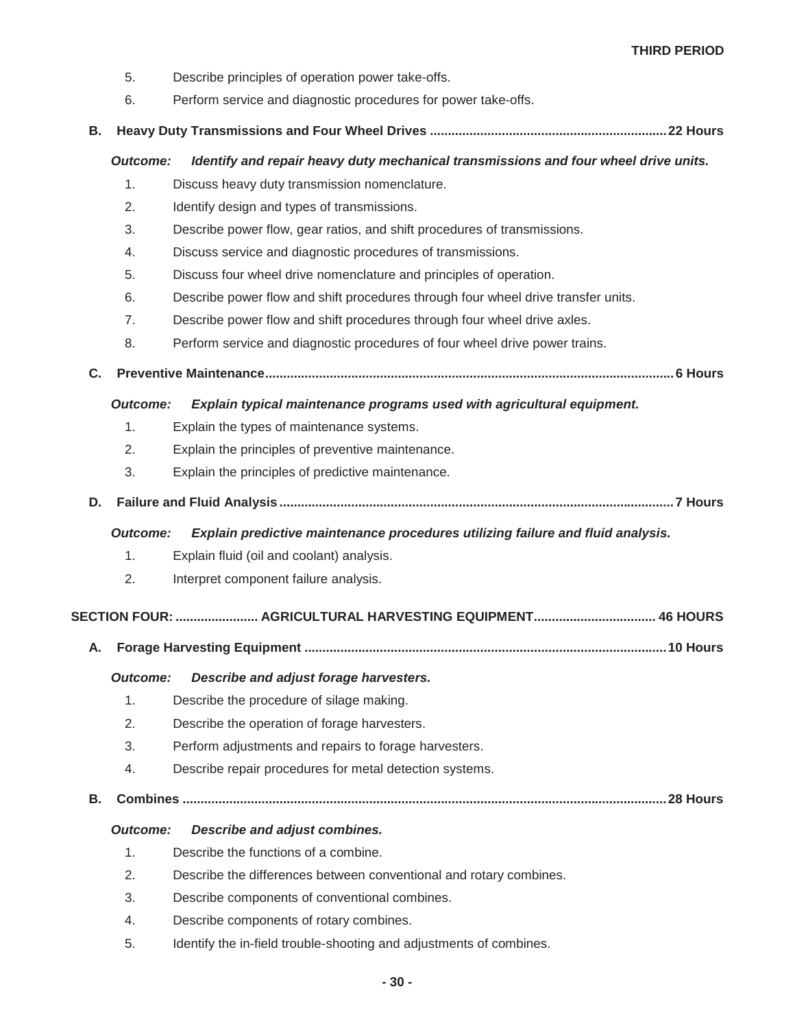5. Describe principles of operation power take-offs.
6. Perform service and diagnostic procedures for power take-offs.

**B. Heavy Duty Transmissions and Four Wheel Drives ........................................................................ 22 Hours**

***Outcome: Identify and repair heavy duty mechanical transmissions and four wheel drive units.***

1. Discuss heavy duty transmission nomenclature.
2. Identify design and types of transmissions.
3. Describe power flow, gear ratios, and shift procedures of transmissions.
4. Discuss service and diagnostic procedures of transmissions.
5. Discuss four wheel drive nomenclature and principles of operation.
6. Describe power flow and shift procedures through four wheel drive transfer units.
7. Describe power flow and shift procedures through four wheel drive axles.
8. Perform service and diagnostic procedures of four wheel drive power trains.

**C. Preventive Maintenance.................................................................................................................. 6 Hours**

***Outcome: Explain typical maintenance programs used with agricultural equipment.***

1. Explain the types of maintenance systems.
2. Explain the principles of preventive maintenance.
3. Explain the principles of predictive maintenance.

**D. Failure and Fluid Analysis.............................................................................................................. 7 Hours**

***Outcome: Explain predictive maintenance procedures utilizing failure and fluid analysis.***

1. Explain fluid (oil and coolant) analysis.
2. Interpret component failure analysis.

## SECTION FOUR: ....................... AGRICULTURAL HARVESTING EQUIPMENT.................................. 46 HOURS

**A. Forage Harvesting Equipment ..................................................................................................... 10 Hours**

***Outcome: Describe and adjust forage harvesters.***

1. Describe the procedure of silage making.
2. Describe the operation of forage harvesters.
3. Perform adjustments and repairs to forage harvesters.
4. Describe repair procedures for metal detection systems.

**B. Combines ...................................................................................................................................... 28 Hours**

***Outcome: Describe and adjust combines.***

1. Describe the functions of a combine.
2. Describe the differences between conventional and rotary combines.
3. Describe components of conventional combines.
4. Describe components of rotary combines.
5. Identify the in-field trouble-shooting and adjustments of combines.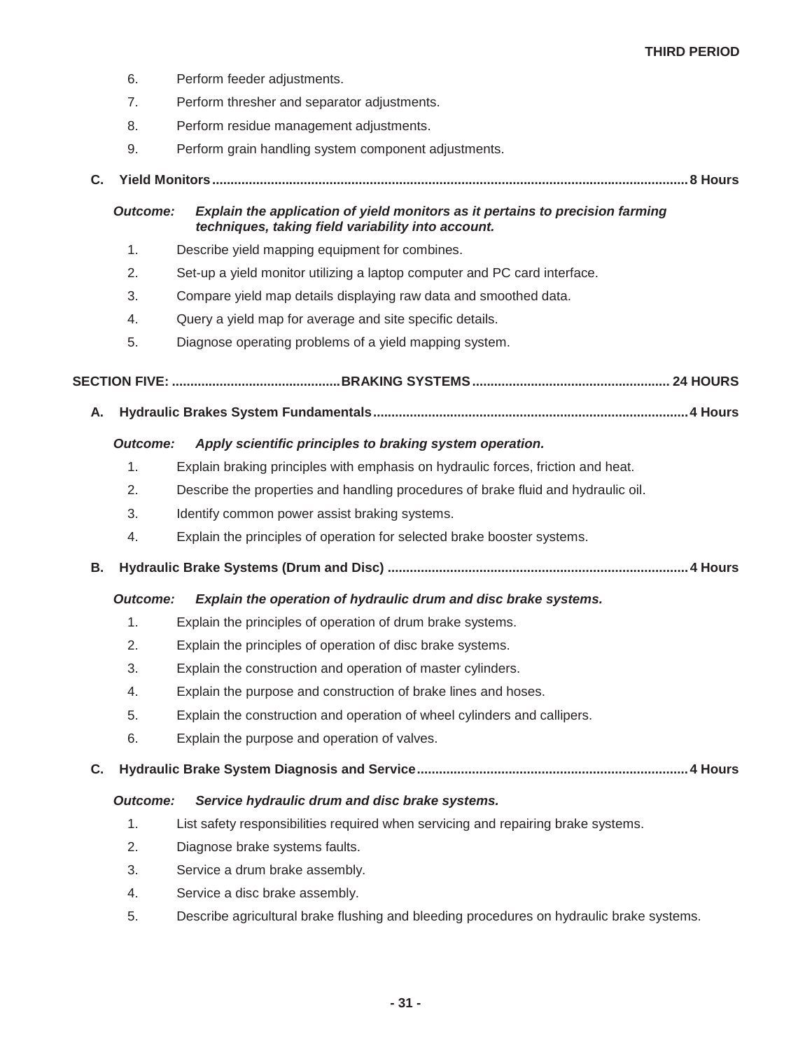6. Perform feeder adjustments.
7. Perform thresher and separator adjustments.
8. Perform residue management adjustments.
9. Perform grain handling system component adjustments.

### C. Yield Monitors ........................................................................................................ 8 Hours

***Outcome:*** ***Explain the application of yield monitors as it pertains to precision farming techniques, taking field variability into account.***

1. Describe yield mapping equipment for combines.
2. Set-up a yield monitor utilizing a laptop computer and PC card interface.
3. Compare yield map details displaying raw data and smoothed data.
4. Query a yield map for average and site specific details.
5. Diagnose operating problems of a yield mapping system.

## SECTION FIVE: ............................................ BRAKING SYSTEMS .................................................... 24 HOURS

### A. Hydraulic Brakes System Fundamentals ..................................................................... 4 Hours

***Outcome:*** ***Apply scientific principles to braking system operation.***

1. Explain braking principles with emphasis on hydraulic forces, friction and heat.
2. Describe the properties and handling procedures of brake fluid and hydraulic oil.
3. Identify common power assist braking systems.
4. Explain the principles of operation for selected brake booster systems.

### B. Hydraulic Brake Systems (Drum and Disc) ................................................................. 4 Hours

***Outcome:*** ***Explain the operation of hydraulic drum and disc brake systems.***

1. Explain the principles of operation of drum brake systems.
2. Explain the principles of operation of disc brake systems.
3. Explain the construction and operation of master cylinders.
4. Explain the purpose and construction of brake lines and hoses.
5. Explain the construction and operation of wheel cylinders and callipers.
6. Explain the purpose and operation of valves.

### C. Hydraulic Brake System Diagnosis and Service ......................................................... 4 Hours

***Outcome:*** ***Service hydraulic drum and disc brake systems.***

1. List safety responsibilities required when servicing and repairing brake systems.
2. Diagnose brake systems faults.
3. Service a drum brake assembly.
4. Service a disc brake assembly.
5. Describe agricultural brake flushing and bleeding procedures on hydraulic brake systems.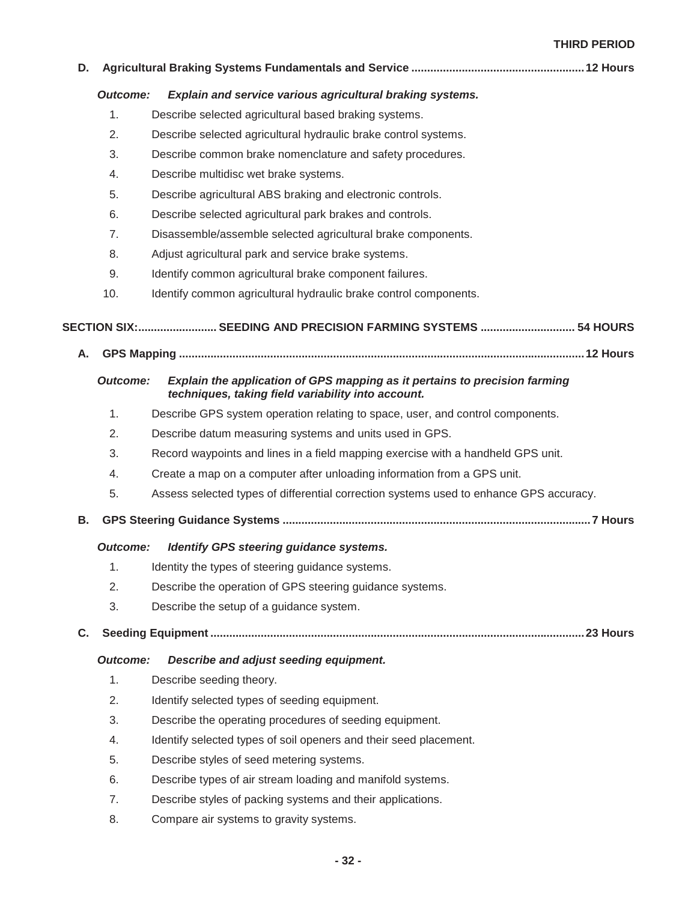### D. Agricultural Braking Systems Fundamentals and Service ....................................................... 12 Hours

***Outcome:*** ***Explain and service various agricultural braking systems.***

1. Describe selected agricultural based braking systems.
2. Describe selected agricultural hydraulic brake control systems.
3. Describe common brake nomenclature and safety procedures.
4. Describe multidisc wet brake systems.
5. Describe agricultural ABS braking and electronic controls.
6. Describe selected agricultural park brakes and controls.
7. Disassemble/assemble selected agricultural brake components.
8. Adjust agricultural park and service brake systems.
9. Identify common agricultural brake component failures.
10. Identify common agricultural hydraulic brake control components.

## SECTION SIX:......................... SEEDING AND PRECISION FARMING SYSTEMS .............................. 54 HOURS

### A. GPS Mapping ............................................................................................................................. 12 Hours

***Outcome:*** ***Explain the application of GPS mapping as it pertains to precision farming techniques, taking field variability into account.***

1. Describe GPS system operation relating to space, user, and control components.
2. Describe datum measuring systems and units used in GPS.
3. Record waypoints and lines in a field mapping exercise with a handheld GPS unit.
4. Create a map on a computer after unloading information from a GPS unit.
5. Assess selected types of differential correction systems used to enhance GPS accuracy.

### B. GPS Steering Guidance Systems .................................................................................................. 7 Hours

***Outcome:*** ***Identify GPS steering guidance systems.***

1. Identity the types of steering guidance systems.
2. Describe the operation of GPS steering guidance systems.
3. Describe the setup of a guidance system.

### C. Seeding Equipment ..................................................................................................................... 23 Hours

***Outcome:*** ***Describe and adjust seeding equipment.***

1. Describe seeding theory.
2. Identify selected types of seeding equipment.
3. Describe the operating procedures of seeding equipment.
4. Identify selected types of soil openers and their seed placement.
5. Describe styles of seed metering systems.
6. Describe types of air stream loading and manifold systems.
7. Describe styles of packing systems and their applications.
8. Compare air systems to gravity systems.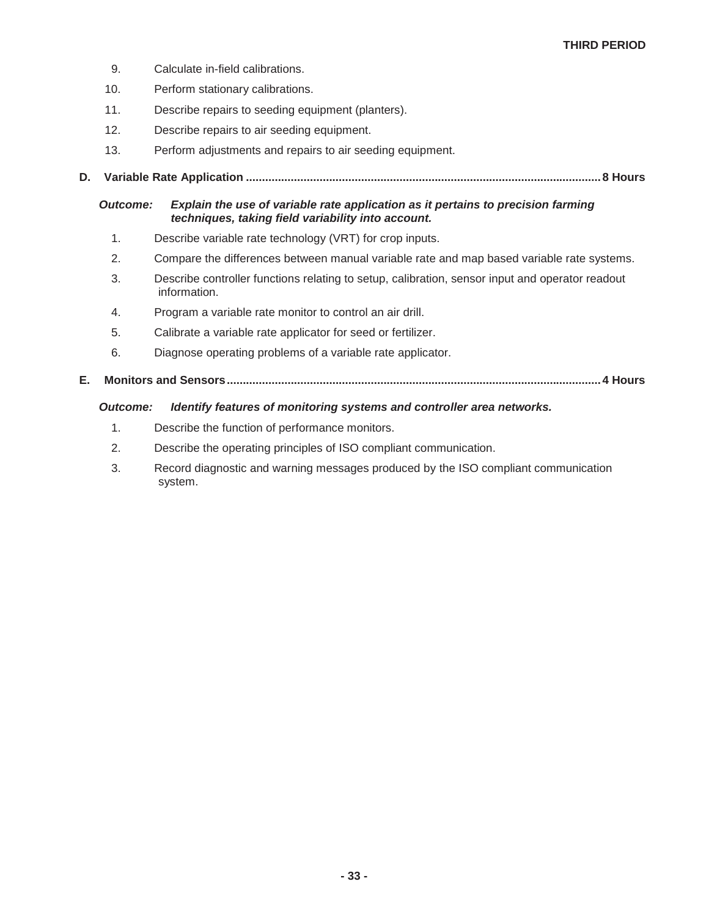9. Calculate in-field calibrations.
10. Perform stationary calibrations.
11. Describe repairs to seeding equipment (planters).
12. Describe repairs to air seeding equipment.
13. Perform adjustments and repairs to air seeding equipment.

**D. Variable Rate Application ............................................................................................................ 8 Hours**

***Outcome:*** ***Explain the use of variable rate application as it pertains to precision farming techniques, taking field variability into account.***

1. Describe variable rate technology (VRT) for crop inputs.
2. Compare the differences between manual variable rate and map based variable rate systems.
3. Describe controller functions relating to setup, calibration, sensor input and operator readout information.
4. Program a variable rate monitor to control an air drill.
5. Calibrate a variable rate applicator for seed or fertilizer.
6. Diagnose operating problems of a variable rate applicator.

**E. Monitors and Sensors ................................................................................................................... 4 Hours**

***Outcome:*** ***Identify features of monitoring systems and controller area networks.***

1. Describe the function of performance monitors.
2. Describe the operating principles of ISO compliant communication.
3. Record diagnostic and warning messages produced by the ISO compliant communication system.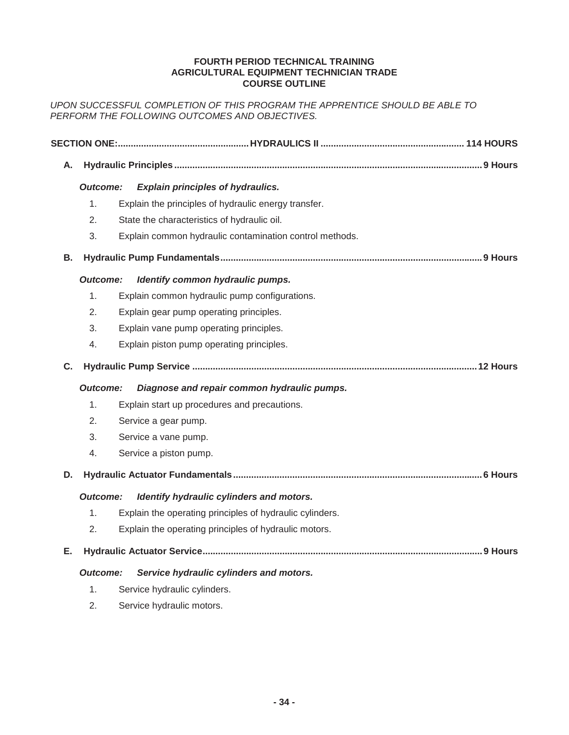**FOURTH PERIOD TECHNICAL TRAINING**
**AGRICULTURAL EQUIPMENT TECHNICIAN TRADE**
**COURSE OUTLINE**

*UPON SUCCESSFUL COMPLETION OF THIS PROGRAM THE APPRENTICE SHOULD BE ABLE TO PERFORM THE FOLLOWING OUTCOMES AND OBJECTIVES.*

## SECTION ONE: HYDRAULICS II — 114 HOURS

### A. Hydraulic Principles — 9 Hours

***Outcome:*** ***Explain principles of hydraulics.***

1. Explain the principles of hydraulic energy transfer.
2. State the characteristics of hydraulic oil.
3. Explain common hydraulic contamination control methods.

### B. Hydraulic Pump Fundamentals — 9 Hours

***Outcome:*** ***Identify common hydraulic pumps.***

1. Explain common hydraulic pump configurations.
2. Explain gear pump operating principles.
3. Explain vane pump operating principles.
4. Explain piston pump operating principles.

### C. Hydraulic Pump Service — 12 Hours

***Outcome:*** ***Diagnose and repair common hydraulic pumps.***

1. Explain start up procedures and precautions.
2. Service a gear pump.
3. Service a vane pump.
4. Service a piston pump.

### D. Hydraulic Actuator Fundamentals — 6 Hours

***Outcome:*** ***Identify hydraulic cylinders and motors.***

1. Explain the operating principles of hydraulic cylinders.
2. Explain the operating principles of hydraulic motors.

### E. Hydraulic Actuator Service — 9 Hours

***Outcome:*** ***Service hydraulic cylinders and motors.***

1. Service hydraulic cylinders.
2. Service hydraulic motors.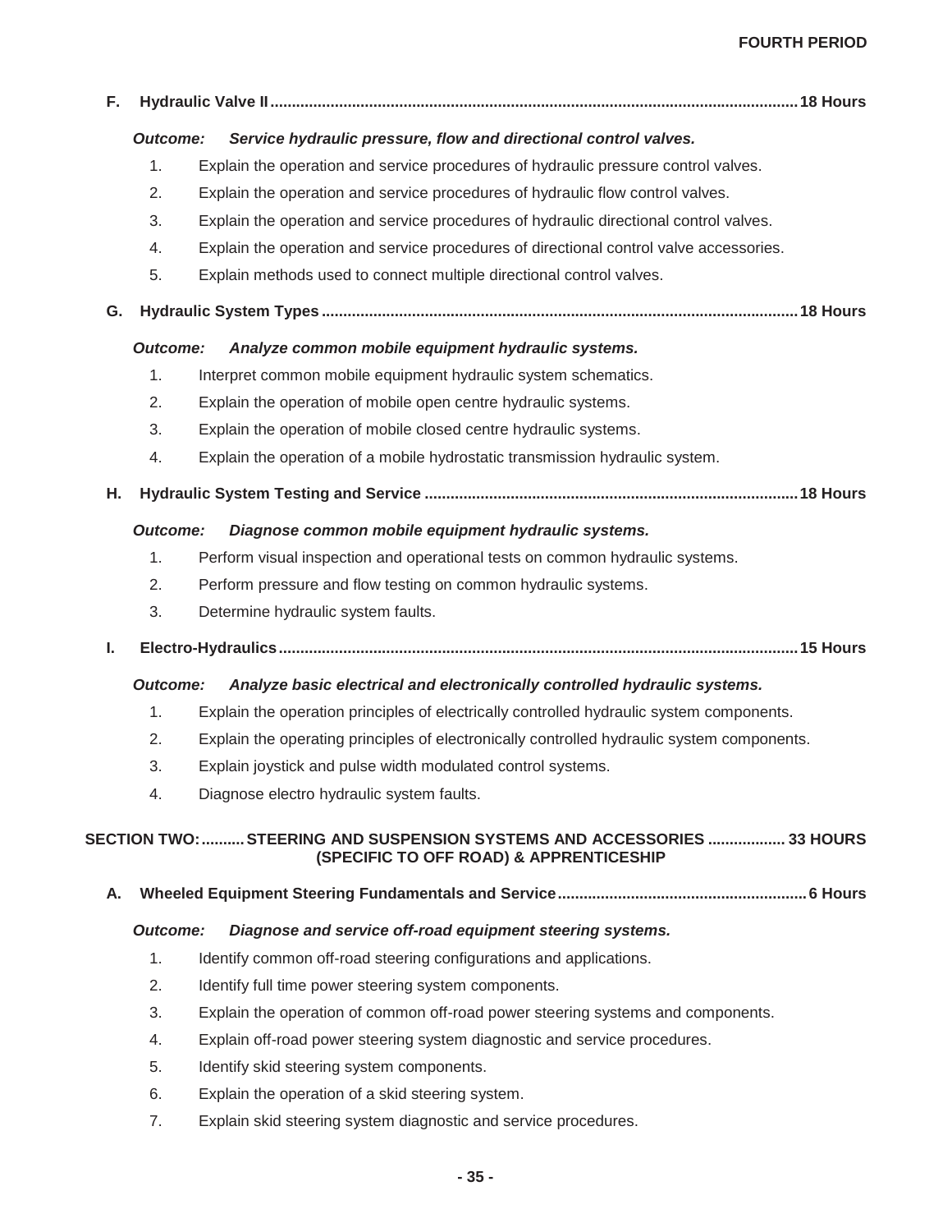### F. Hydraulic Valve II .......... 18 Hours

***Outcome: Service hydraulic pressure, flow and directional control valves.***

1. Explain the operation and service procedures of hydraulic pressure control valves.
2. Explain the operation and service procedures of hydraulic flow control valves.
3. Explain the operation and service procedures of hydraulic directional control valves.
4. Explain the operation and service procedures of directional control valve accessories.
5. Explain methods used to connect multiple directional control valves.

### G. Hydraulic System Types .......... 18 Hours

***Outcome: Analyze common mobile equipment hydraulic systems.***

1. Interpret common mobile equipment hydraulic system schematics.
2. Explain the operation of mobile open centre hydraulic systems.
3. Explain the operation of mobile closed centre hydraulic systems.
4. Explain the operation of a mobile hydrostatic transmission hydraulic system.

### H. Hydraulic System Testing and Service .......... 18 Hours

***Outcome: Diagnose common mobile equipment hydraulic systems.***

1. Perform visual inspection and operational tests on common hydraulic systems.
2. Perform pressure and flow testing on common hydraulic systems.
3. Determine hydraulic system faults.

### I. Electro-Hydraulics .......... 15 Hours

***Outcome: Analyze basic electrical and electronically controlled hydraulic systems.***

1. Explain the operation principles of electrically controlled hydraulic system components.
2. Explain the operating principles of electronically controlled hydraulic system components.
3. Explain joystick and pulse width modulated control systems.
4. Diagnose electro hydraulic system faults.

## SECTION TWO: .......... STEERING AND SUSPENSION SYSTEMS AND ACCESSORIES .......... 33 HOURS (SPECIFIC TO OFF ROAD) & APPRENTICESHIP

### A. Wheeled Equipment Steering Fundamentals and Service .......... 6 Hours

***Outcome: Diagnose and service off-road equipment steering systems.***

1. Identify common off-road steering configurations and applications.
2. Identify full time power steering system components.
3. Explain the operation of common off-road power steering systems and components.
4. Explain off-road power steering system diagnostic and service procedures.
5. Identify skid steering system components.
6. Explain the operation of a skid steering system.
7. Explain skid steering system diagnostic and service procedures.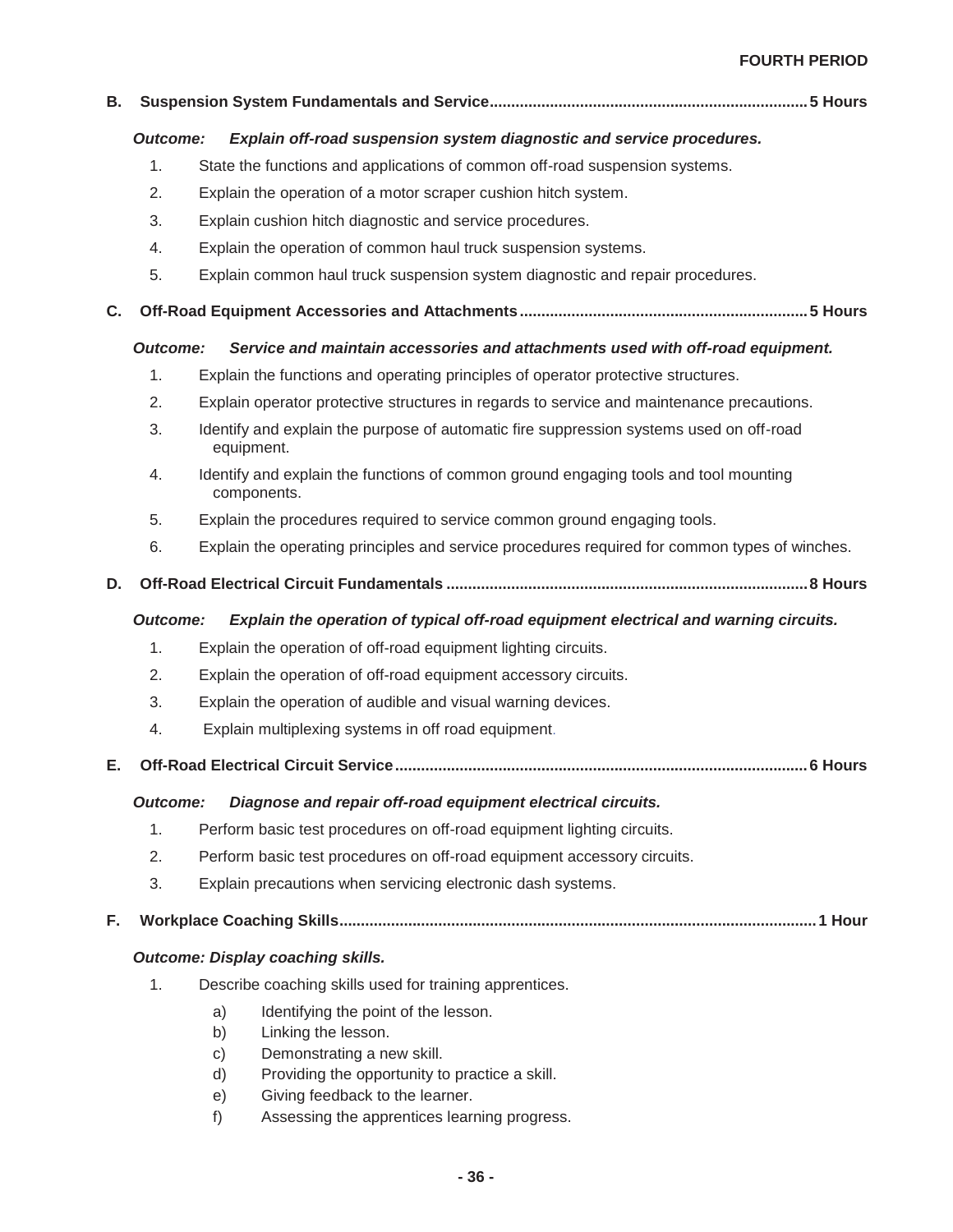FOURTH PERIOD

## B. Suspension System Fundamentals and Service........................................................................5 Hours

***Outcome:*** ***Explain off-road suspension system diagnostic and service procedures.***

1. State the functions and applications of common off-road suspension systems.
2. Explain the operation of a motor scraper cushion hitch system.
3. Explain cushion hitch diagnostic and service procedures.
4. Explain the operation of common haul truck suspension systems.
5. Explain common haul truck suspension system diagnostic and repair procedures.

## C. Off-Road Equipment Accessories and Attachments.................................................................5 Hours

***Outcome:*** ***Service and maintain accessories and attachments used with off-road equipment.***

1. Explain the functions and operating principles of operator protective structures.
2. Explain operator protective structures in regards to service and maintenance precautions.
3. Identify and explain the purpose of automatic fire suppression systems used on off-road equipment.
4. Identify and explain the functions of common ground engaging tools and tool mounting components.
5. Explain the procedures required to service common ground engaging tools.
6. Explain the operating principles and service procedures required for common types of winches.

## D. Off-Road Electrical Circuit Fundamentals ..................................................................................8 Hours

***Outcome:*** ***Explain the operation of typical off-road equipment electrical and warning circuits.***

1. Explain the operation of off-road equipment lighting circuits.
2. Explain the operation of off-road equipment accessory circuits.
3. Explain the operation of audible and visual warning devices.
4. Explain multiplexing systems in off road equipment.

## E. Off-Road Electrical Circuit Service..............................................................................................6 Hours

***Outcome:*** ***Diagnose and repair off-road equipment electrical circuits.***

1. Perform basic test procedures on off-road equipment lighting circuits.
2. Perform basic test procedures on off-road equipment accessory circuits.
3. Explain precautions when servicing electronic dash systems.

## F. Workplace Coaching Skills............................................................................................................1 Hour

***Outcome: Display coaching skills.***

1. Describe coaching skills used for training apprentices.
   a) Identifying the point of the lesson.
   b) Linking the lesson.
   c) Demonstrating a new skill.
   d) Providing the opportunity to practice a skill.
   e) Giving feedback to the learner.
   f) Assessing the apprentices learning progress.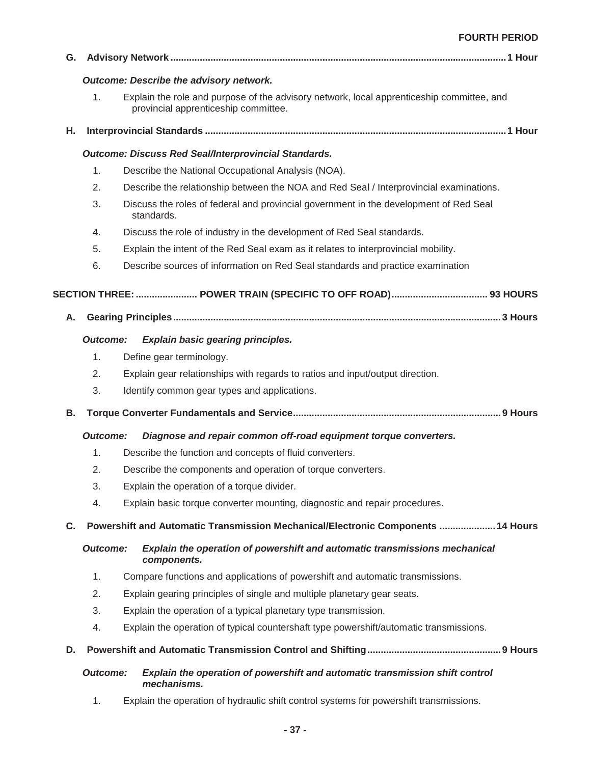**FOURTH PERIOD**

**G. Advisory Network ............................................................................................................................ 1 Hour**

***Outcome: Describe the advisory network.***

1. Explain the role and purpose of the advisory network, local apprenticeship committee, and provincial apprenticeship committee.

**H. Interprovincial Standards ............................................................................................................... 1 Hour**

***Outcome: Discuss Red Seal/Interprovincial Standards.***

1. Describe the National Occupational Analysis (NOA).
2. Describe the relationship between the NOA and Red Seal / Interprovincial examinations.
3. Discuss the roles of federal and provincial government in the development of Red Seal standards.
4. Discuss the role of industry in the development of Red Seal standards.
5. Explain the intent of the Red Seal exam as it relates to interprovincial mobility.
6. Describe sources of information on Red Seal standards and practice examination

## SECTION THREE: ....................... POWER TRAIN (SPECIFIC TO OFF ROAD) .................................... 93 HOURS

**A. Gearing Principles ......................................................................................................................... 3 Hours**

***Outcome: Explain basic gearing principles.***

1. Define gear terminology.
2. Explain gear relationships with regards to ratios and input/output direction.
3. Identify common gear types and applications.

**B. Torque Converter Fundamentals and Service ............................................................................ 9 Hours**

***Outcome: Diagnose and repair common off-road equipment torque converters.***

1. Describe the function and concepts of fluid converters.
2. Describe the components and operation of torque converters.
3. Explain the operation of a torque divider.
4. Explain basic torque converter mounting, diagnostic and repair procedures.

**C. Powershift and Automatic Transmission Mechanical/Electronic Components ..................... 14 Hours**

***Outcome: Explain the operation of powershift and automatic transmissions mechanical components.***

1. Compare functions and applications of powershift and automatic transmissions.
2. Explain gearing principles of single and multiple planetary gear seats.
3. Explain the operation of a typical planetary type transmission.
4. Explain the operation of typical countershaft type powershift/automatic transmissions.

**D. Powershift and Automatic Transmission Control and Shifting ................................................. 9 Hours**

***Outcome: Explain the operation of powershift and automatic transmission shift control mechanisms.***

1. Explain the operation of hydraulic shift control systems for powershift transmissions.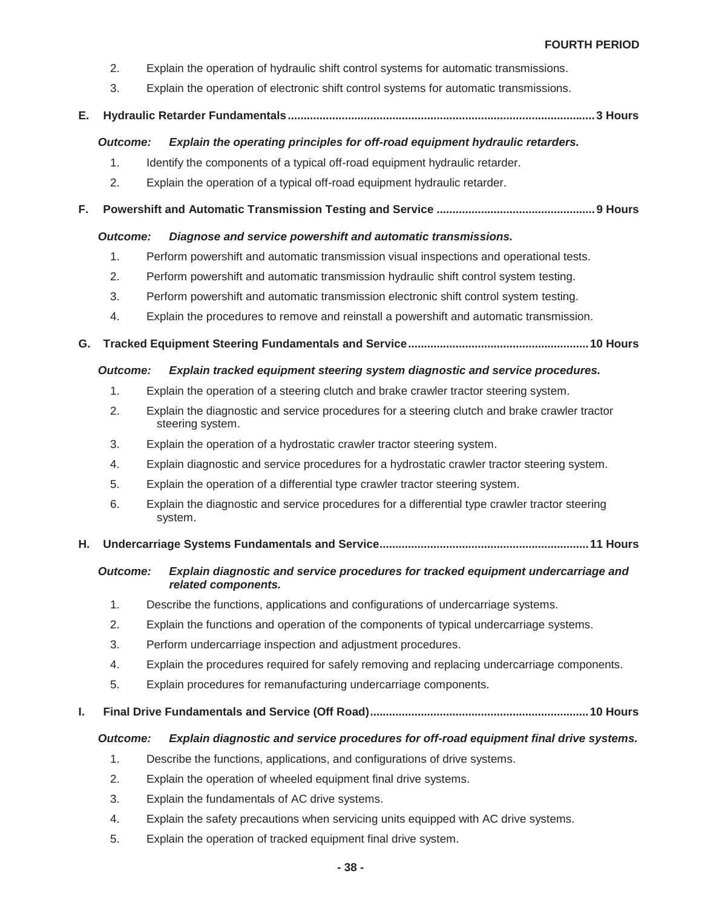2. Explain the operation of hydraulic shift control systems for automatic transmissions.
3. Explain the operation of electronic shift control systems for automatic transmissions.

**E. Hydraulic Retarder Fundamentals ................................................................................................ 3 Hours**

***Outcome:*** ***Explain the operating principles for off-road equipment hydraulic retarders.***

1. Identify the components of a typical off-road equipment hydraulic retarder.
2. Explain the operation of a typical off-road equipment hydraulic retarder.

**F. Powershift and Automatic Transmission Testing and Service .................................................. 9 Hours**

***Outcome:*** ***Diagnose and service powershift and automatic transmissions.***

1. Perform powershift and automatic transmission visual inspections and operational tests.
2. Perform powershift and automatic transmission hydraulic shift control system testing.
3. Perform powershift and automatic transmission electronic shift control system testing.
4. Explain the procedures to remove and reinstall a powershift and automatic transmission.

**G. Tracked Equipment Steering Fundamentals and Service ........................................................ 10 Hours**

***Outcome:*** ***Explain tracked equipment steering system diagnostic and service procedures.***

1. Explain the operation of a steering clutch and brake crawler tractor steering system.
2. Explain the diagnostic and service procedures for a steering clutch and brake crawler tractor steering system.
3. Explain the operation of a hydrostatic crawler tractor steering system.
4. Explain diagnostic and service procedures for a hydrostatic crawler tractor steering system.
5. Explain the operation of a differential type crawler tractor steering system.
6. Explain the diagnostic and service procedures for a differential type crawler tractor steering system.

**H. Undercarriage Systems Fundamentals and Service ................................................................. 11 Hours**

***Outcome:*** ***Explain diagnostic and service procedures for tracked equipment undercarriage and related components.***

1. Describe the functions, applications and configurations of undercarriage systems.
2. Explain the functions and operation of the components of typical undercarriage systems.
3. Perform undercarriage inspection and adjustment procedures.
4. Explain the procedures required for safely removing and replacing undercarriage components.
5. Explain procedures for remanufacturing undercarriage components.

**I. Final Drive Fundamentals and Service (Off Road) .................................................................... 10 Hours**

***Outcome:*** ***Explain diagnostic and service procedures for off-road equipment final drive systems.***

1. Describe the functions, applications, and configurations of drive systems.
2. Explain the operation of wheeled equipment final drive systems.
3. Explain the fundamentals of AC drive systems.
4. Explain the safety precautions when servicing units equipped with AC drive systems.
5. Explain the operation of tracked equipment final drive system.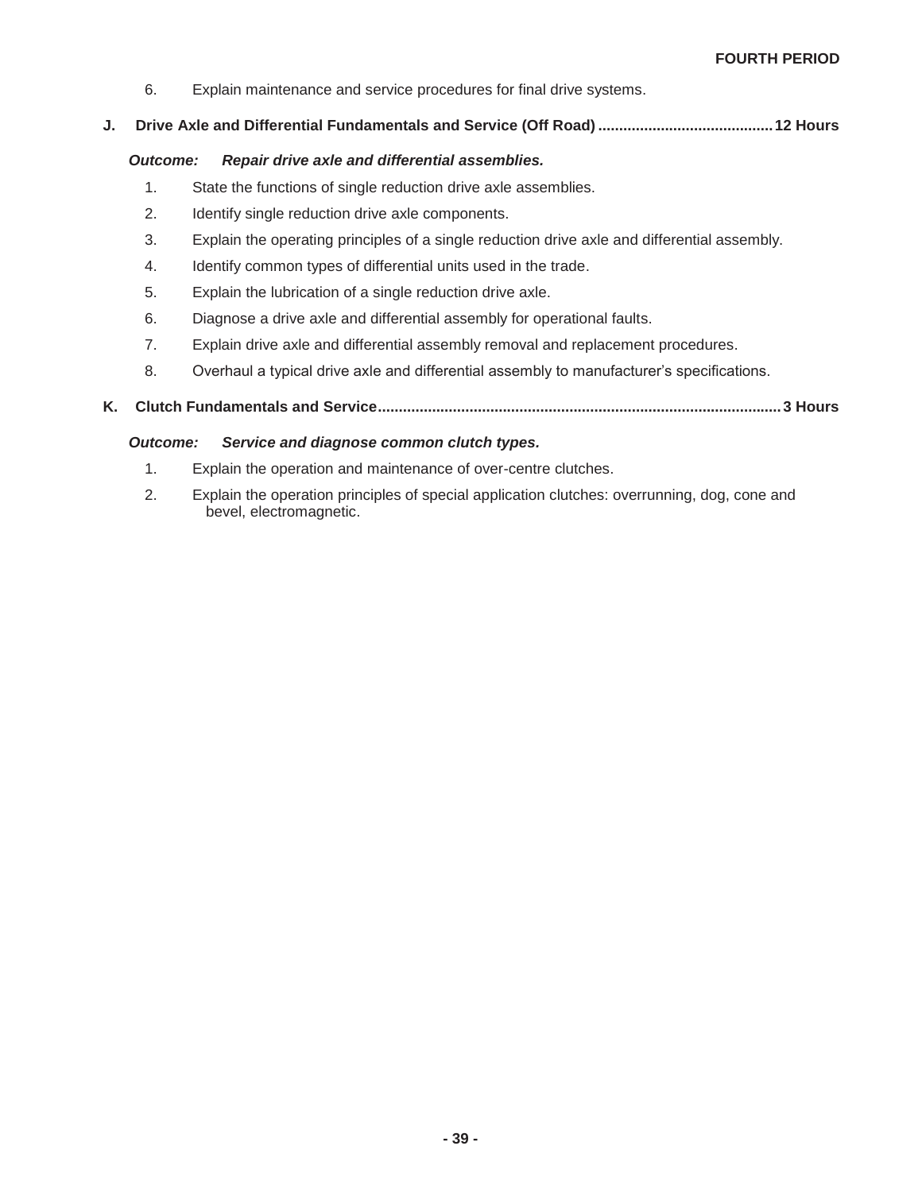6. Explain maintenance and service procedures for final drive systems.

**J. Drive Axle and Differential Fundamentals and Service (Off Road) .......................................... 12 Hours**

***Outcome: Repair drive axle and differential assemblies.***

1. State the functions of single reduction drive axle assemblies.
2. Identify single reduction drive axle components.
3. Explain the operating principles of a single reduction drive axle and differential assembly.
4. Identify common types of differential units used in the trade.
5. Explain the lubrication of a single reduction drive axle.
6. Diagnose a drive axle and differential assembly for operational faults.
7. Explain drive axle and differential assembly removal and replacement procedures.
8. Overhaul a typical drive axle and differential assembly to manufacturer's specifications.

**K. Clutch Fundamentals and Service................................................................................................ 3 Hours**

***Outcome: Service and diagnose common clutch types.***

1. Explain the operation and maintenance of over-centre clutches.
2. Explain the operation principles of special application clutches: overrunning, dog, cone and bevel, electromagnetic.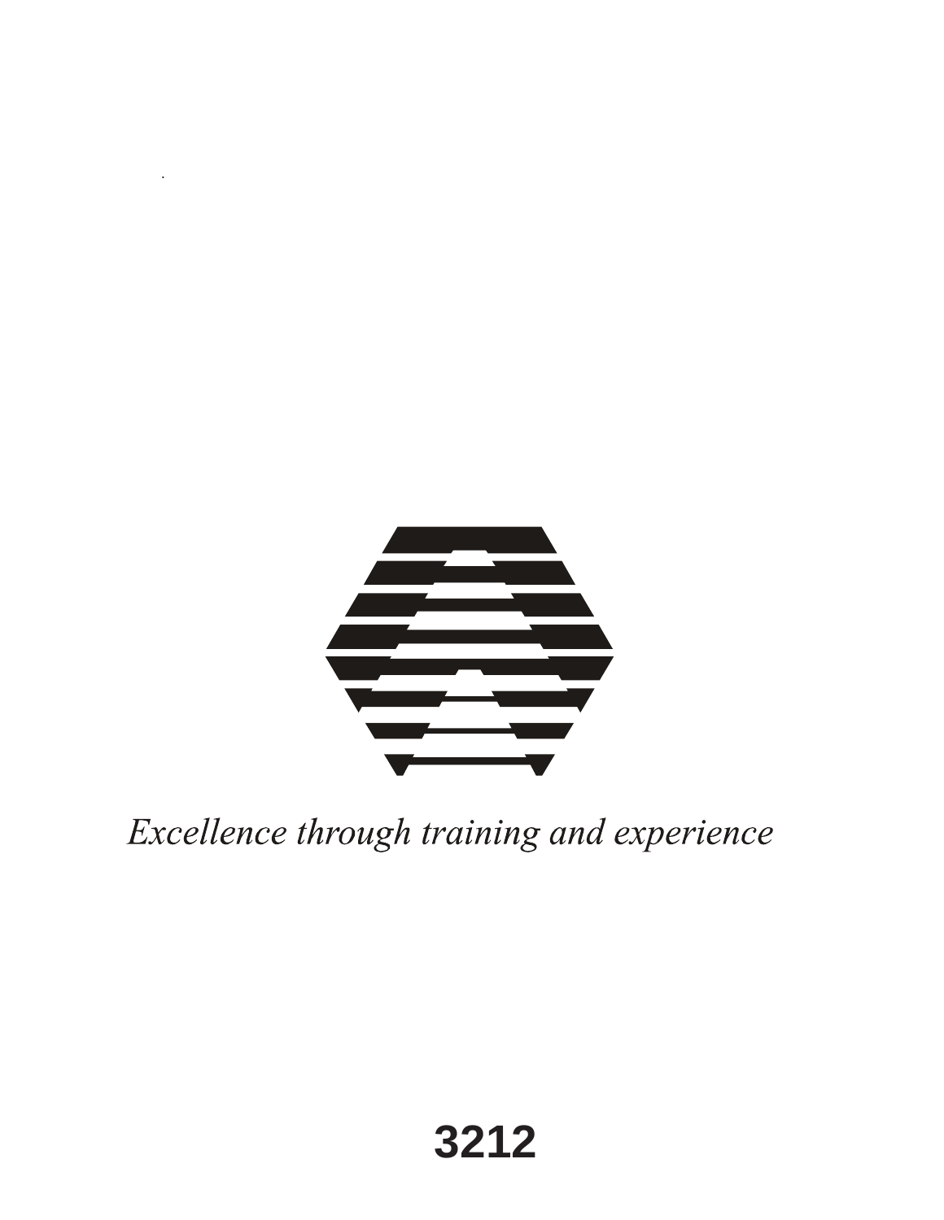*Excellence through training and experience*

**3212**